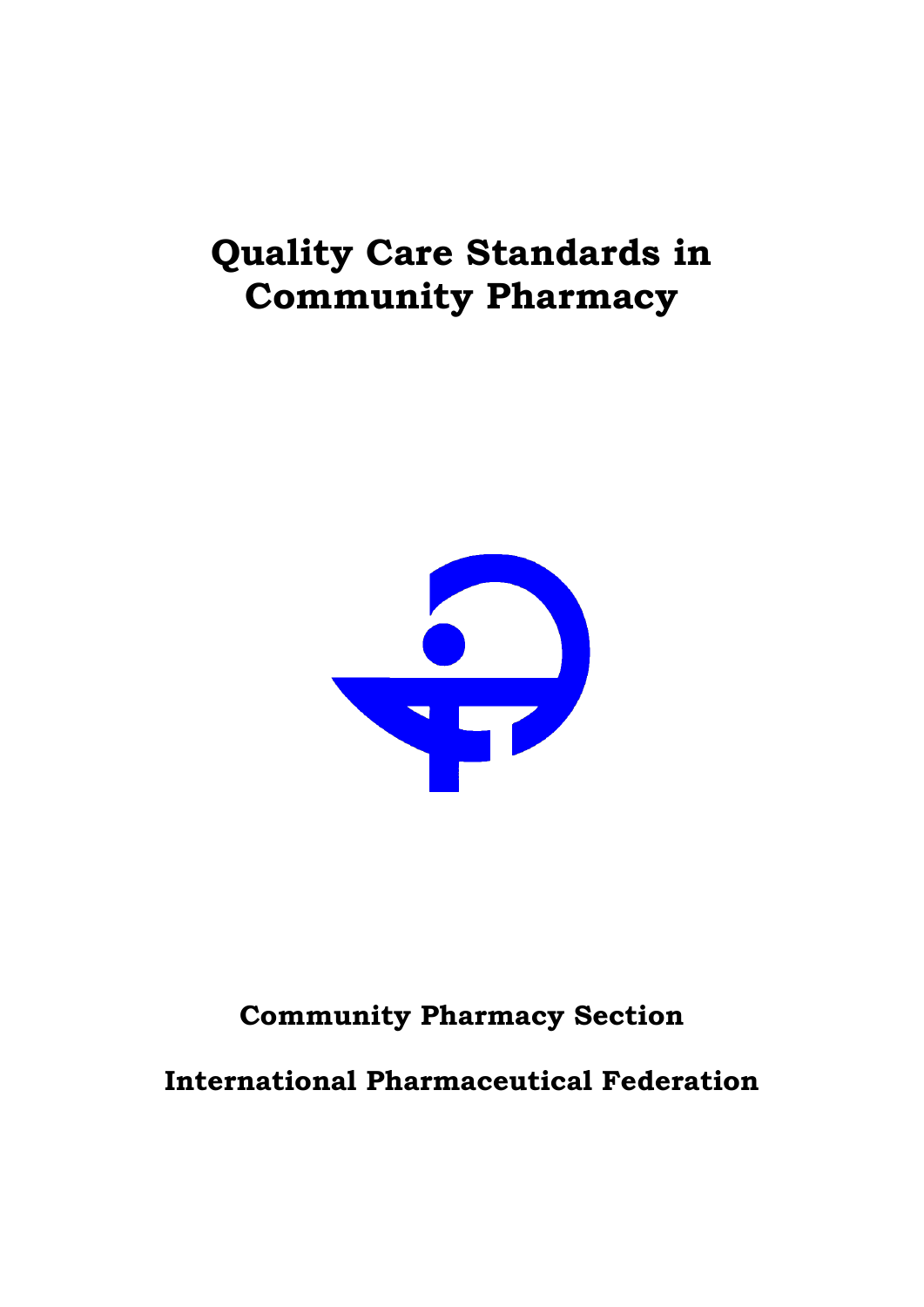# Quality Care Standards in Community Pharmacy

**Community Pharmacy Section**

**International Pharmaceutical Federation**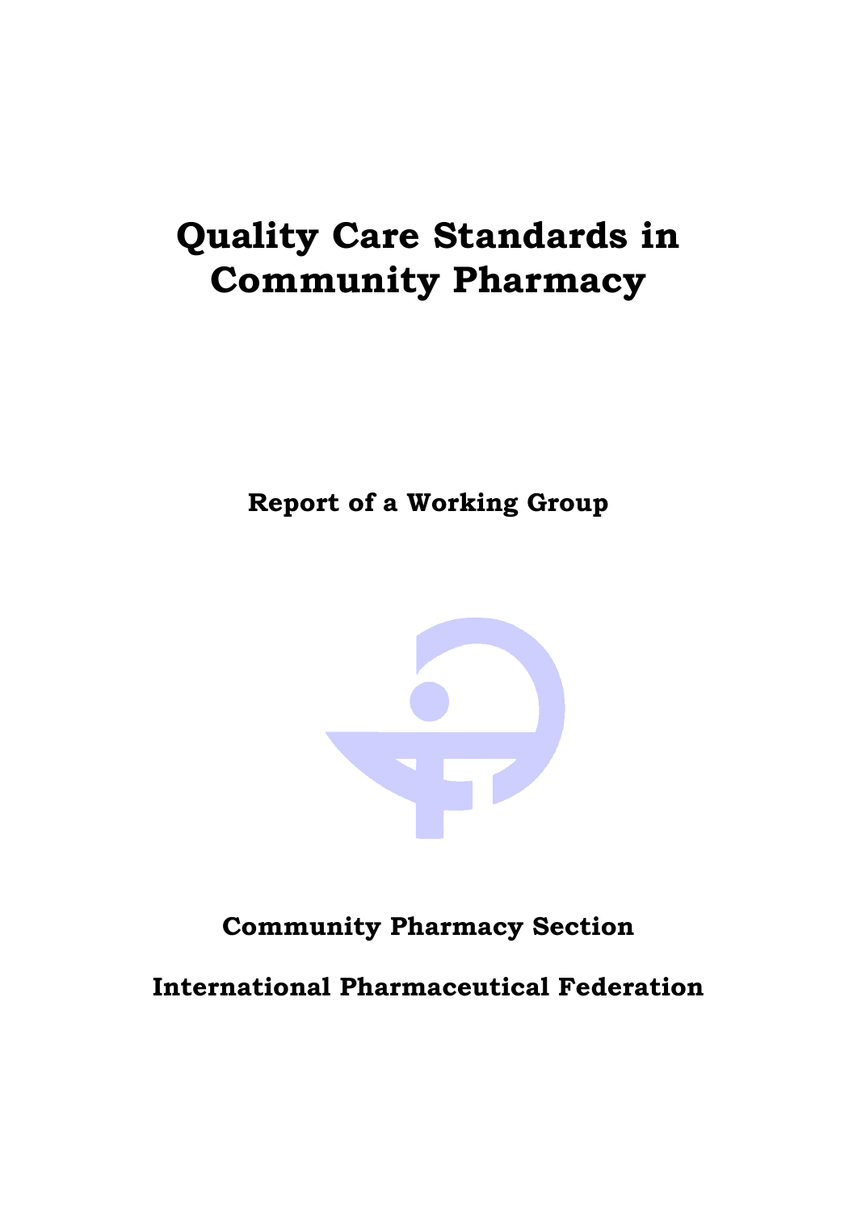# Quality Care Standards in Community Pharmacy

**Report of a Working Group**

**Community Pharmacy Section**

**International Pharmaceutical Federation**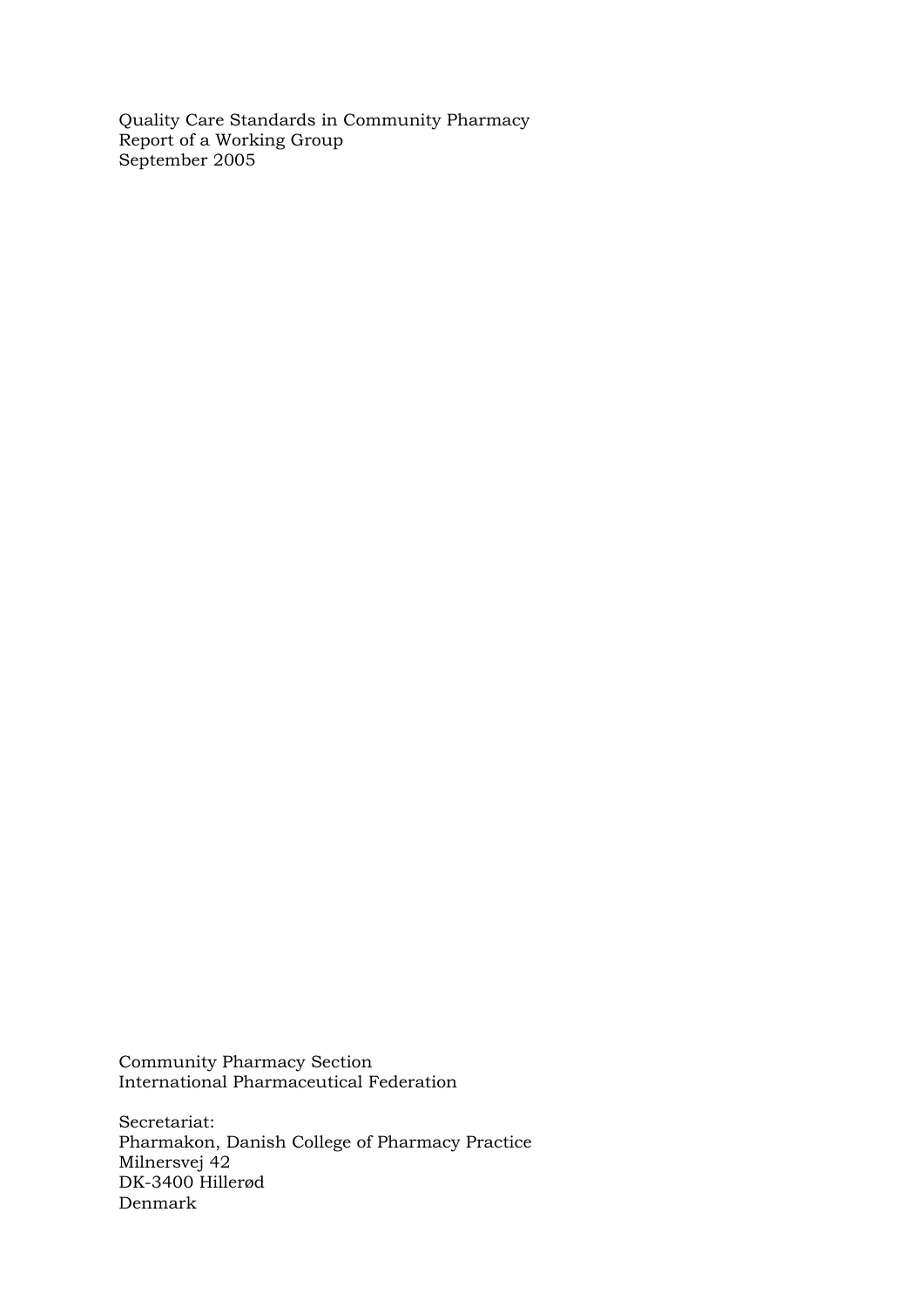Quality Care Standards in Community Pharmacy
Report of a Working Group
September 2005

Community Pharmacy Section
International Pharmaceutical Federation

Secretariat:
Pharmakon, Danish College of Pharmacy Practice
Milnersvej 42
DK-3400 Hillerød
Denmark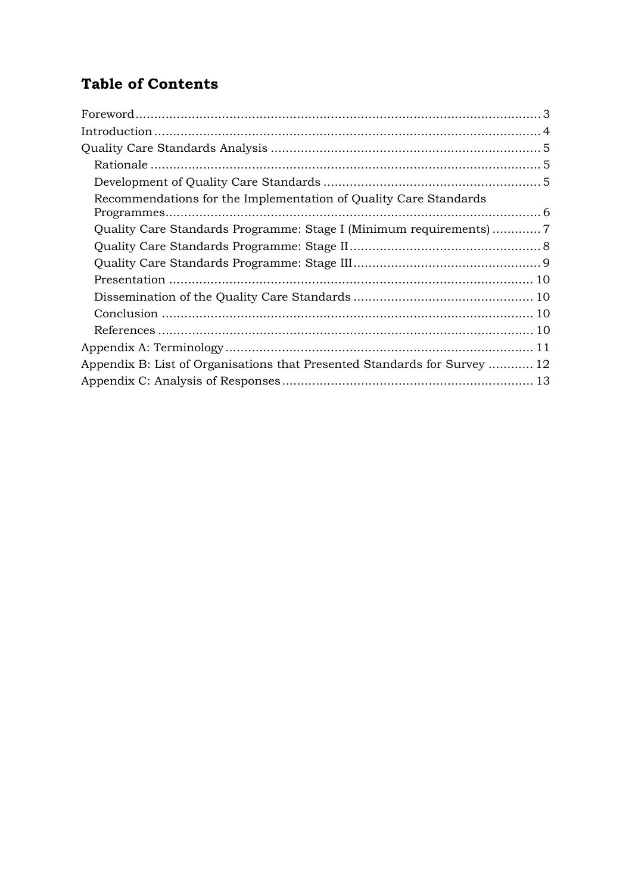## Table of Contents

Foreword ... 3
Introduction ... 4
Quality Care Standards Analysis ... 5
- Rationale ... 5
- Development of Quality Care Standards ... 5
- Recommendations for the Implementation of Quality Care Standards Programmes ... 6
- Quality Care Standards Programme: Stage I (Minimum requirements) ... 7
- Quality Care Standards Programme: Stage II ... 8
- Quality Care Standards Programme: Stage III ... 9
- Presentation ... 10
- Dissemination of the Quality Care Standards ... 10
- Conclusion ... 10
- References ... 10

Appendix A: Terminology ... 11
Appendix B: List of Organisations that Presented Standards for Survey ... 12
Appendix C: Analysis of Responses ... 13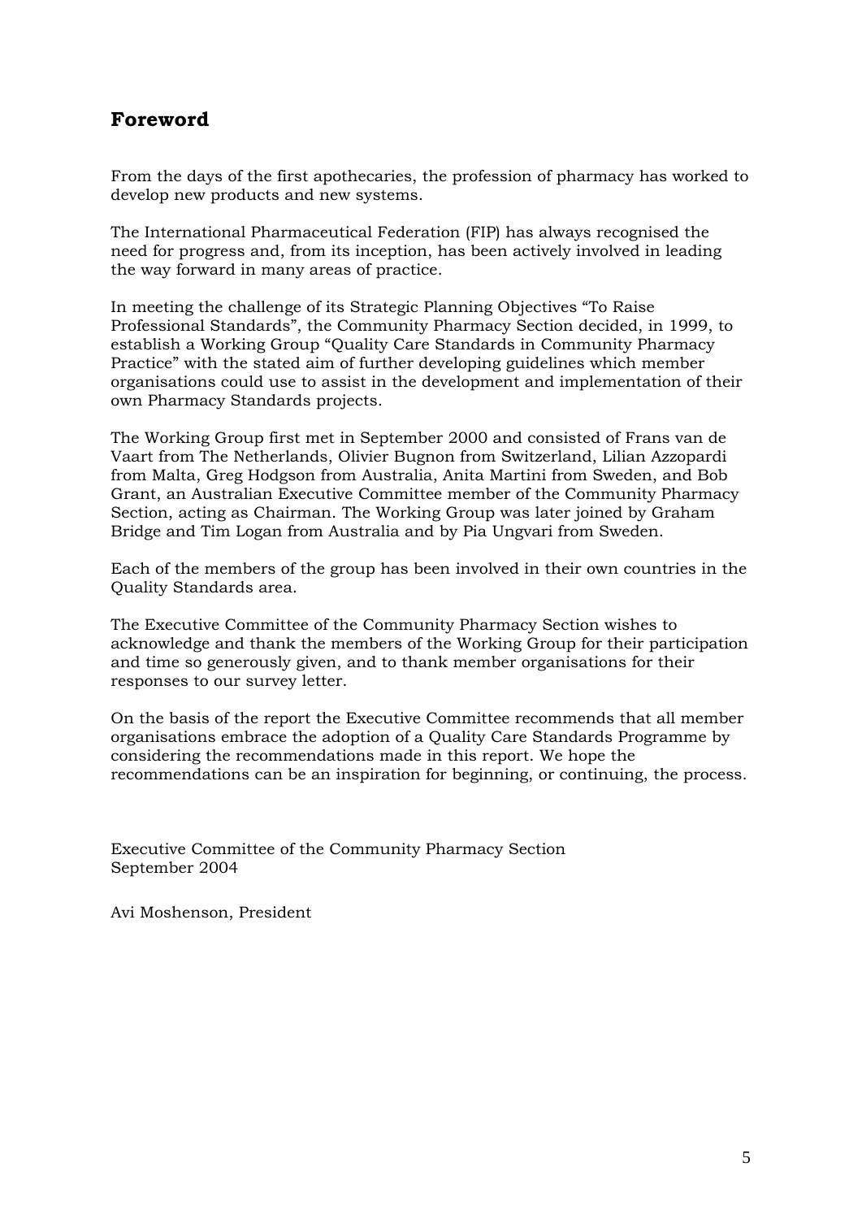## Foreword

From the days of the first apothecaries, the profession of pharmacy has worked to develop new products and new systems.

The International Pharmaceutical Federation (FIP) has always recognised the need for progress and, from its inception, has been actively involved in leading the way forward in many areas of practice.

In meeting the challenge of its Strategic Planning Objectives "To Raise Professional Standards", the Community Pharmacy Section decided, in 1999, to establish a Working Group "Quality Care Standards in Community Pharmacy Practice" with the stated aim of further developing guidelines which member organisations could use to assist in the development and implementation of their own Pharmacy Standards projects.

The Working Group first met in September 2000 and consisted of Frans van de Vaart from The Netherlands, Olivier Bugnon from Switzerland, Lilian Azzopardi from Malta, Greg Hodgson from Australia, Anita Martini from Sweden, and Bob Grant, an Australian Executive Committee member of the Community Pharmacy Section, acting as Chairman. The Working Group was later joined by Graham Bridge and Tim Logan from Australia and by Pia Ungvari from Sweden.

Each of the members of the group has been involved in their own countries in the Quality Standards area.

The Executive Committee of the Community Pharmacy Section wishes to acknowledge and thank the members of the Working Group for their participation and time so generously given, and to thank member organisations for their responses to our survey letter.

On the basis of the report the Executive Committee recommends that all member organisations embrace the adoption of a Quality Care Standards Programme by considering the recommendations made in this report. We hope the recommendations can be an inspiration for beginning, or continuing, the process.

Executive Committee of the Community Pharmacy Section
September 2004

Avi Moshenson, President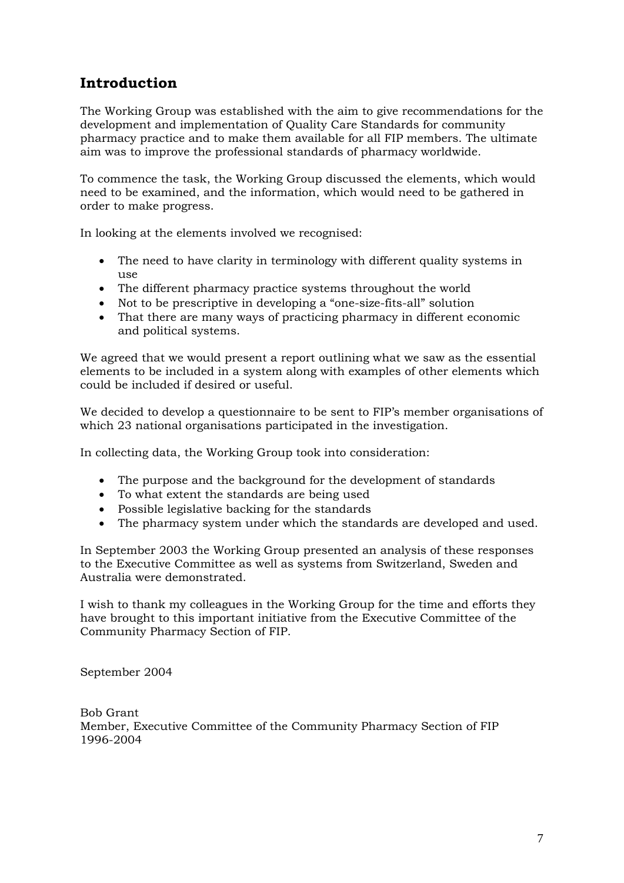## Introduction

The Working Group was established with the aim to give recommendations for the development and implementation of Quality Care Standards for community pharmacy practice and to make them available for all FIP members. The ultimate aim was to improve the professional standards of pharmacy worldwide.

To commence the task, the Working Group discussed the elements, which would need to be examined, and the information, which would need to be gathered in order to make progress.

In looking at the elements involved we recognised:

- The need to have clarity in terminology with different quality systems in use
- The different pharmacy practice systems throughout the world
- Not to be prescriptive in developing a "one-size-fits-all" solution
- That there are many ways of practicing pharmacy in different economic and political systems.

We agreed that we would present a report outlining what we saw as the essential elements to be included in a system along with examples of other elements which could be included if desired or useful.

We decided to develop a questionnaire to be sent to FIP's member organisations of which 23 national organisations participated in the investigation.

In collecting data, the Working Group took into consideration:

- The purpose and the background for the development of standards
- To what extent the standards are being used
- Possible legislative backing for the standards
- The pharmacy system under which the standards are developed and used.

In September 2003 the Working Group presented an analysis of these responses to the Executive Committee as well as systems from Switzerland, Sweden and Australia were demonstrated.

I wish to thank my colleagues in the Working Group for the time and efforts they have brought to this important initiative from the Executive Committee of the Community Pharmacy Section of FIP.

September 2004

Bob Grant
Member, Executive Committee of the Community Pharmacy Section of FIP
1996-2004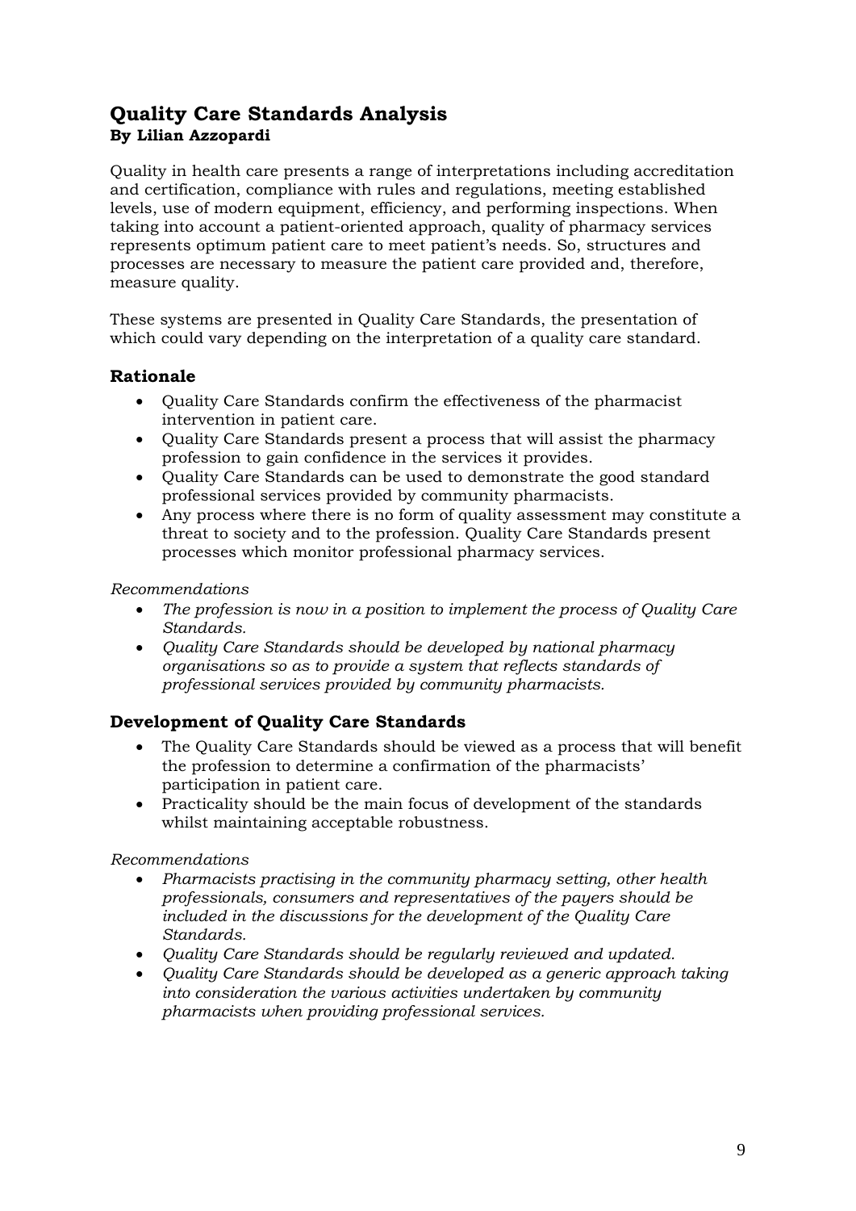## Quality Care Standards Analysis
**By Lilian Azzopardi**

Quality in health care presents a range of interpretations including accreditation and certification, compliance with rules and regulations, meeting established levels, use of modern equipment, efficiency, and performing inspections. When taking into account a patient-oriented approach, quality of pharmacy services represents optimum patient care to meet patient's needs. So, structures and processes are necessary to measure the patient care provided and, therefore, measure quality.

These systems are presented in Quality Care Standards, the presentation of which could vary depending on the interpretation of a quality care standard.

### Rationale

- Quality Care Standards confirm the effectiveness of the pharmacist intervention in patient care.
- Quality Care Standards present a process that will assist the pharmacy profession to gain confidence in the services it provides.
- Quality Care Standards can be used to demonstrate the good standard professional services provided by community pharmacists.
- Any process where there is no form of quality assessment may constitute a threat to society and to the profession. Quality Care Standards present processes which monitor professional pharmacy services.

*Recommendations*

- *The profession is now in a position to implement the process of Quality Care Standards.*
- *Quality Care Standards should be developed by national pharmacy organisations so as to provide a system that reflects standards of professional services provided by community pharmacists.*

### Development of Quality Care Standards

- The Quality Care Standards should be viewed as a process that will benefit the profession to determine a confirmation of the pharmacists' participation in patient care.
- Practicality should be the main focus of development of the standards whilst maintaining acceptable robustness.

*Recommendations*

- *Pharmacists practising in the community pharmacy setting, other health professionals, consumers and representatives of the payers should be included in the discussions for the development of the Quality Care Standards.*
- *Quality Care Standards should be regularly reviewed and updated.*
- *Quality Care Standards should be developed as a generic approach taking into consideration the various activities undertaken by community pharmacists when providing professional services.*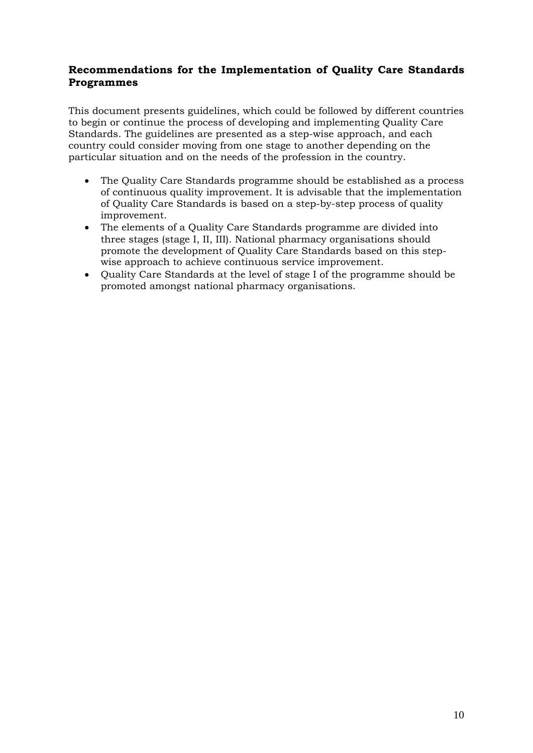## Recommendations for the Implementation of Quality Care Standards Programmes

This document presents guidelines, which could be followed by different countries to begin or continue the process of developing and implementing Quality Care Standards. The guidelines are presented as a step-wise approach, and each country could consider moving from one stage to another depending on the particular situation and on the needs of the profession in the country.

- The Quality Care Standards programme should be established as a process of continuous quality improvement. It is advisable that the implementation of Quality Care Standards is based on a step-by-step process of quality improvement.
- The elements of a Quality Care Standards programme are divided into three stages (stage I, II, III). National pharmacy organisations should promote the development of Quality Care Standards based on this step-wise approach to achieve continuous service improvement.
- Quality Care Standards at the level of stage I of the programme should be promoted amongst national pharmacy organisations.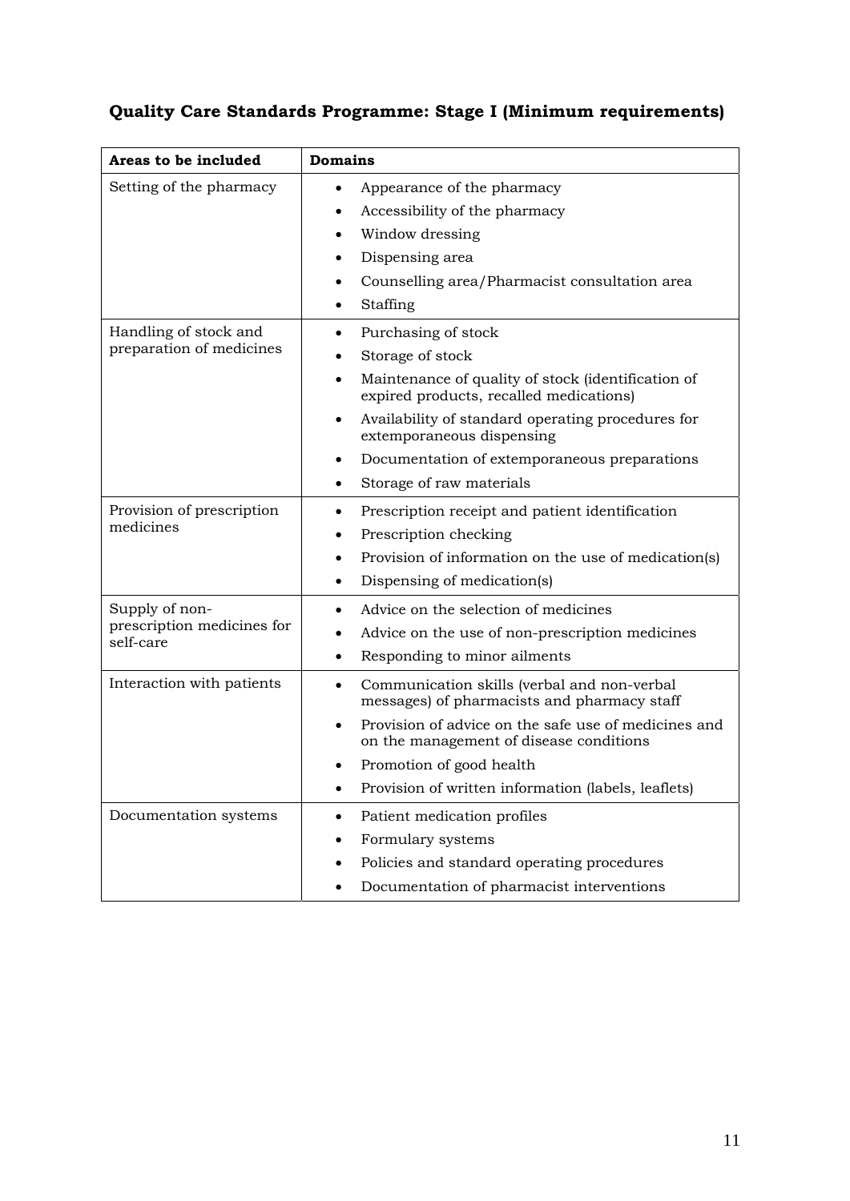### Quality Care Standards Programme: Stage I (Minimum requirements)

| Areas to be included | Domains |
|---|---|
| Setting of the pharmacy | • Appearance of the pharmacy<br>• Accessibility of the pharmacy<br>• Window dressing<br>• Dispensing area<br>• Counselling area/Pharmacist consultation area<br>• Staffing |
| Handling of stock and preparation of medicines | • Purchasing of stock<br>• Storage of stock<br>• Maintenance of quality of stock (identification of expired products, recalled medications)<br>• Availability of standard operating procedures for extemporaneous dispensing<br>• Documentation of extemporaneous preparations<br>• Storage of raw materials |
| Provision of prescription medicines | • Prescription receipt and patient identification<br>• Prescription checking<br>• Provision of information on the use of medication(s)<br>• Dispensing of medication(s) |
| Supply of non-prescription medicines for self-care | • Advice on the selection of medicines<br>• Advice on the use of non-prescription medicines<br>• Responding to minor ailments |
| Interaction with patients | • Communication skills (verbal and non-verbal messages) of pharmacists and pharmacy staff<br>• Provision of advice on the safe use of medicines and on the management of disease conditions<br>• Promotion of good health<br>• Provision of written information (labels, leaflets) |
| Documentation systems | • Patient medication profiles<br>• Formulary systems<br>• Policies and standard operating procedures<br>• Documentation of pharmacist interventions |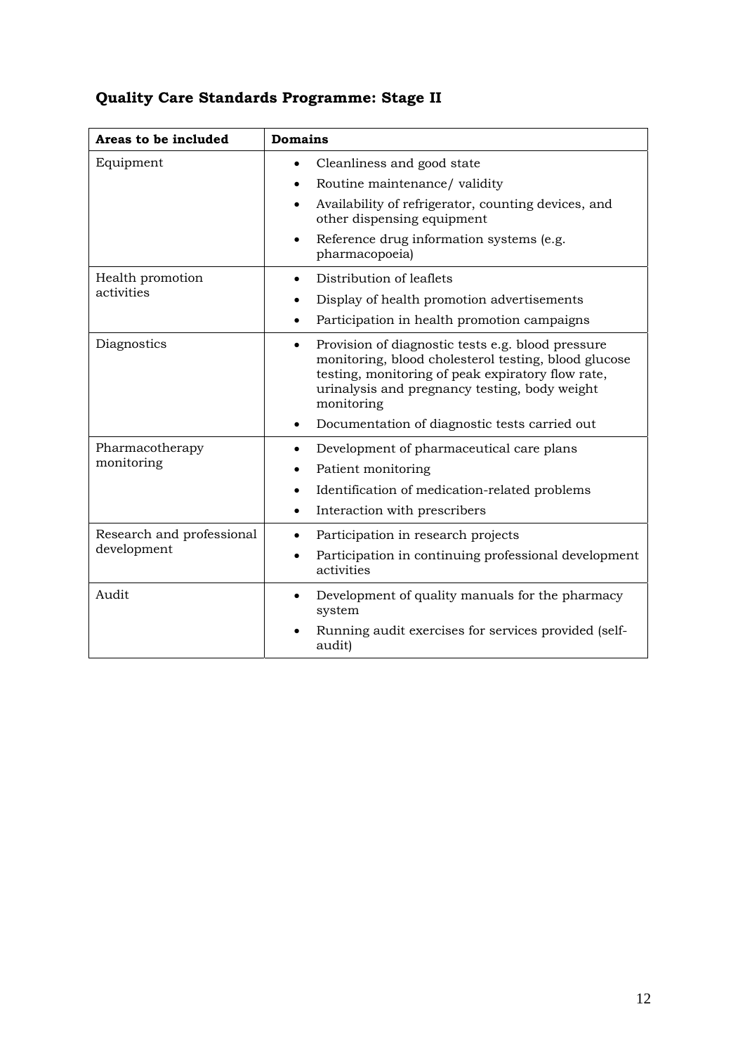## Quality Care Standards Programme: Stage II

| Areas to be included | Domains |
|---|---|
| Equipment | • Cleanliness and good state<br>• Routine maintenance/ validity<br>• Availability of refrigerator, counting devices, and other dispensing equipment<br>• Reference drug information systems (e.g. pharmacopoeia) |
| Health promotion activities | • Distribution of leaflets<br>• Display of health promotion advertisements<br>• Participation in health promotion campaigns |
| Diagnostics | • Provision of diagnostic tests e.g. blood pressure monitoring, blood cholesterol testing, blood glucose testing, monitoring of peak expiratory flow rate, urinalysis and pregnancy testing, body weight monitoring<br>• Documentation of diagnostic tests carried out |
| Pharmacotherapy monitoring | • Development of pharmaceutical care plans<br>• Patient monitoring<br>• Identification of medication-related problems<br>• Interaction with prescribers |
| Research and professional development | • Participation in research projects<br>• Participation in continuing professional development activities |
| Audit | • Development of quality manuals for the pharmacy system<br>• Running audit exercises for services provided (self-audit) |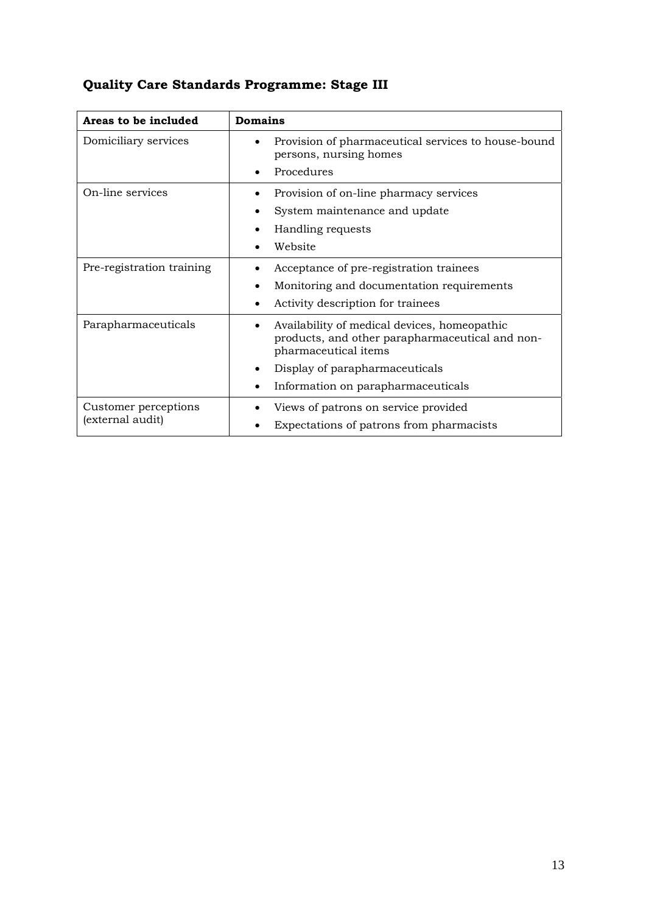## Quality Care Standards Programme: Stage III

| Areas to be included | Domains |
|---|---|
| Domiciliary services | • Provision of pharmaceutical services to house-bound persons, nursing homes<br>• Procedures |
| On-line services | • Provision of on-line pharmacy services<br>• System maintenance and update<br>• Handling requests<br>• Website |
| Pre-registration training | • Acceptance of pre-registration trainees<br>• Monitoring and documentation requirements<br>• Activity description for trainees |
| Parapharmaceuticals | • Availability of medical devices, homeopathic products, and other parapharmaceutical and non-pharmaceutical items<br>• Display of parapharmaceuticals<br>• Information on parapharmaceuticals |
| Customer perceptions (external audit) | • Views of patrons on service provided<br>• Expectations of patrons from pharmacists |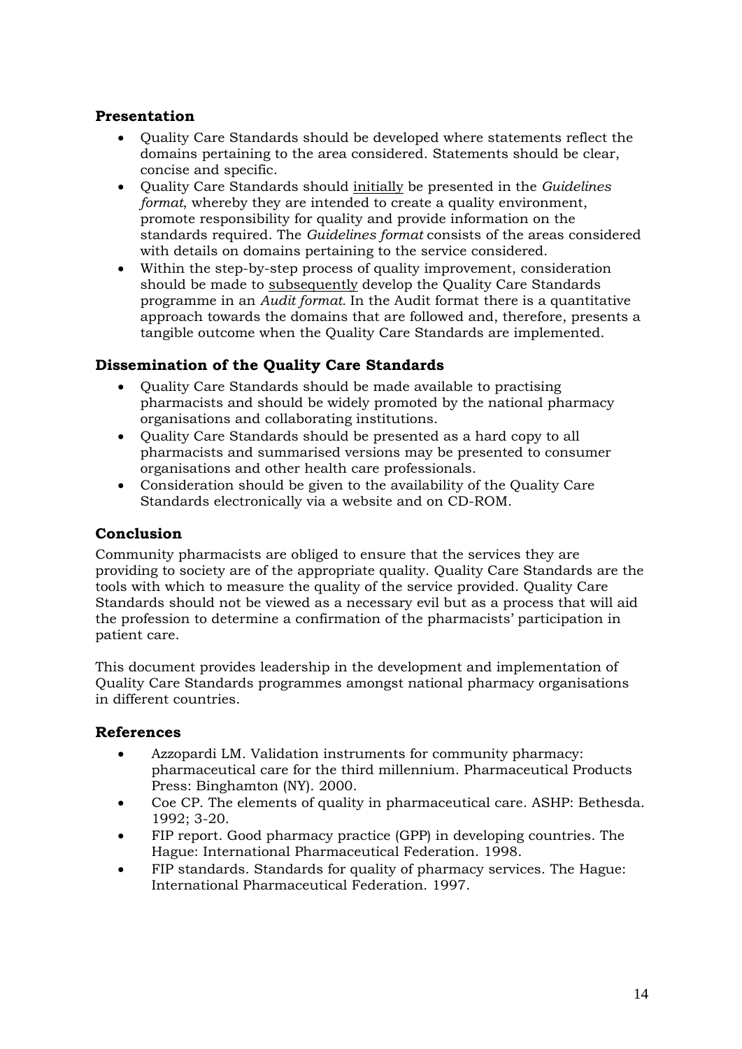## Presentation

- Quality Care Standards should be developed where statements reflect the domains pertaining to the area considered. Statements should be clear, concise and specific.
- Quality Care Standards should <u>initially</u> be presented in the *Guidelines format*, whereby they are intended to create a quality environment, promote responsibility for quality and provide information on the standards required. The *Guidelines format* consists of the areas considered with details on domains pertaining to the service considered.
- Within the step-by-step process of quality improvement, consideration should be made to <u>subsequently</u> develop the Quality Care Standards programme in an *Audit format.* In the Audit format there is a quantitative approach towards the domains that are followed and, therefore, presents a tangible outcome when the Quality Care Standards are implemented.

## Dissemination of the Quality Care Standards

- Quality Care Standards should be made available to practising pharmacists and should be widely promoted by the national pharmacy organisations and collaborating institutions.
- Quality Care Standards should be presented as a hard copy to all pharmacists and summarised versions may be presented to consumer organisations and other health care professionals.
- Consideration should be given to the availability of the Quality Care Standards electronically via a website and on CD-ROM.

## Conclusion

Community pharmacists are obliged to ensure that the services they are providing to society are of the appropriate quality. Quality Care Standards are the tools with which to measure the quality of the service provided. Quality Care Standards should not be viewed as a necessary evil but as a process that will aid the profession to determine a confirmation of the pharmacists' participation in patient care.

This document provides leadership in the development and implementation of Quality Care Standards programmes amongst national pharmacy organisations in different countries.

## References

- Azzopardi LM. Validation instruments for community pharmacy: pharmaceutical care for the third millennium. Pharmaceutical Products Press: Binghamton (NY). 2000.
- Coe CP. The elements of quality in pharmaceutical care. ASHP: Bethesda. 1992; 3-20.
- FIP report. Good pharmacy practice (GPP) in developing countries. The Hague: International Pharmaceutical Federation. 1998.
- FIP standards. Standards for quality of pharmacy services. The Hague: International Pharmaceutical Federation. 1997.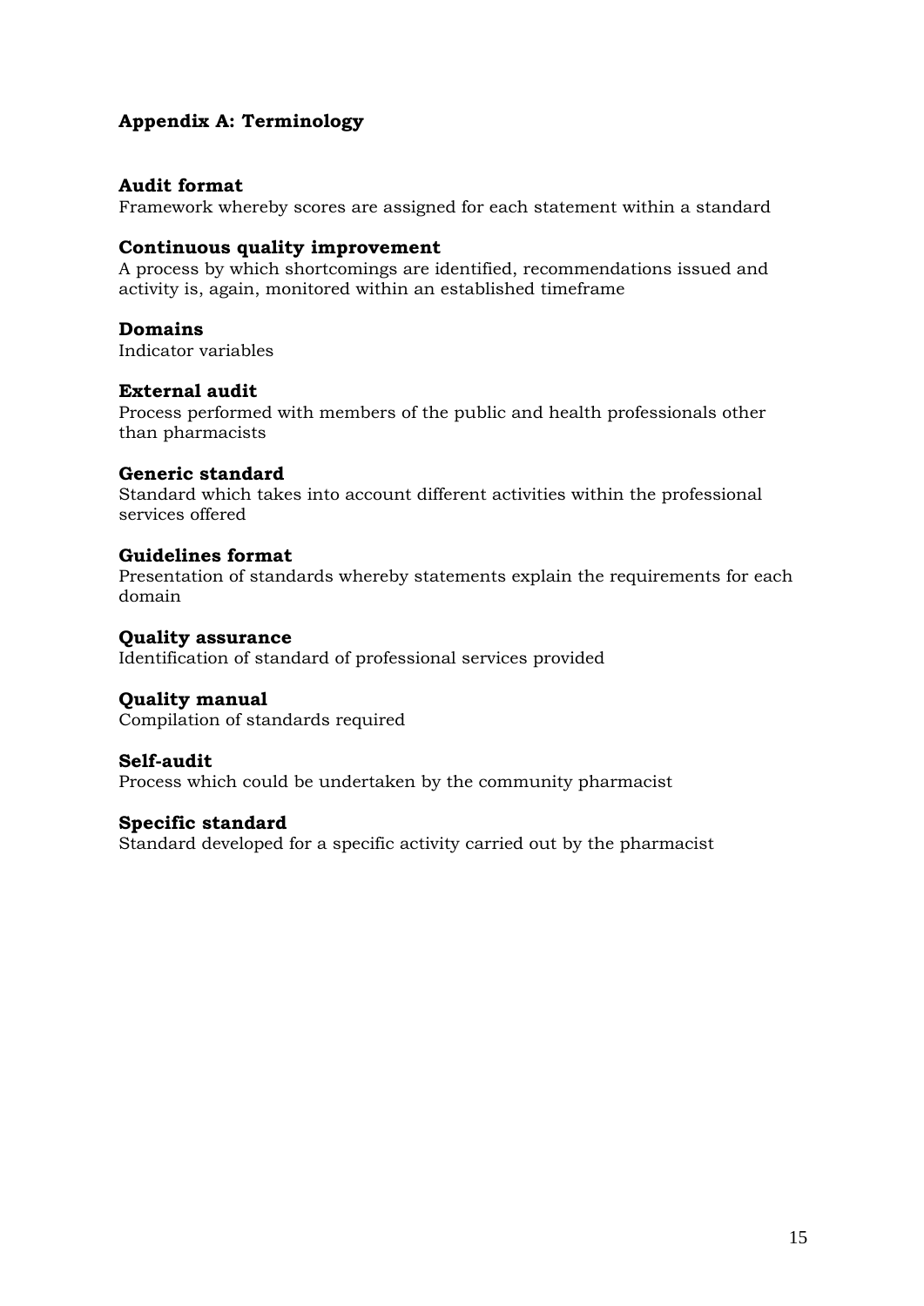## Appendix A: Terminology

### Audit format
Framework whereby scores are assigned for each statement within a standard

### Continuous quality improvement
A process by which shortcomings are identified, recommendations issued and activity is, again, monitored within an established timeframe

### Domains
Indicator variables

### External audit
Process performed with members of the public and health professionals other than pharmacists

### Generic standard
Standard which takes into account different activities within the professional services offered

### Guidelines format
Presentation of standards whereby statements explain the requirements for each domain

### Quality assurance
Identification of standard of professional services provided

### Quality manual
Compilation of standards required

### Self-audit
Process which could be undertaken by the community pharmacist

### Specific standard
Standard developed for a specific activity carried out by the pharmacist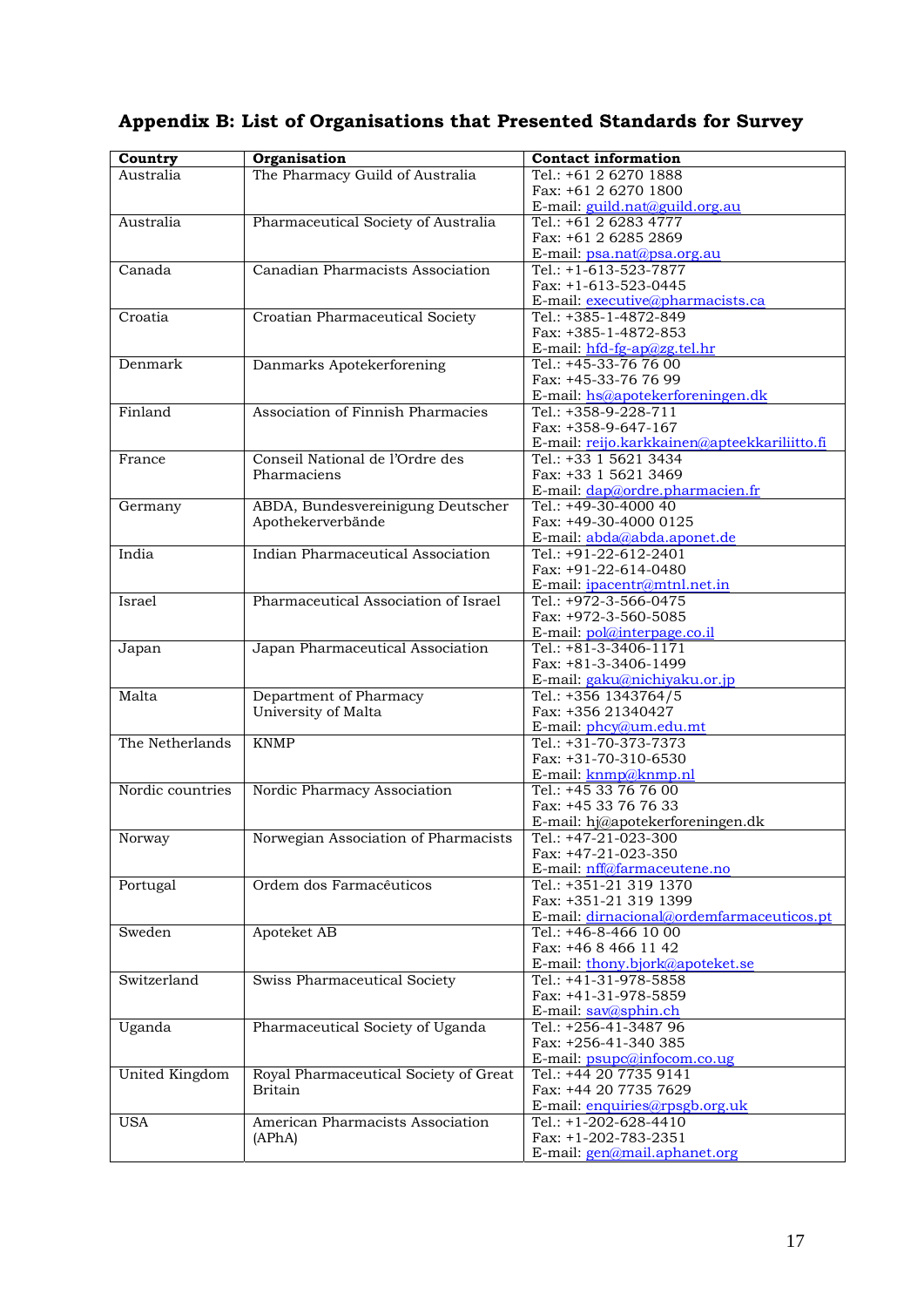## Appendix B: List of Organisations that Presented Standards for Survey

| Country | Organisation | Contact information |
|---|---|---|
| Australia | The Pharmacy Guild of Australia | Tel.: +61 2 6270 1888<br>Fax: +61 2 6270 1800<br>E-mail: guild.nat@guild.org.au |
| Australia | Pharmaceutical Society of Australia | Tel.: +61 2 6283 4777<br>Fax: +61 2 6285 2869<br>E-mail: psa.nat@psa.org.au |
| Canada | Canadian Pharmacists Association | Tel.: +1-613-523-7877<br>Fax: +1-613-523-0445<br>E-mail: executive@pharmacists.ca |
| Croatia | Croatian Pharmaceutical Society | Tel.: +385-1-4872-849<br>Fax: +385-1-4872-853<br>E-mail: hfd-fg-ap@zg.tel.hr |
| Denmark | Danmarks Apotekerforening | Tel.: +45-33-76 76 00<br>Fax: +45-33-76 76 99<br>E-mail: hs@apotekerforeningen.dk |
| Finland | Association of Finnish Pharmacies | Tel.: +358-9-228-711<br>Fax: +358-9-647-167<br>E-mail: reijo.karkkainen@apteekkariliitto.fi |
| France | Conseil National de l'Ordre des Pharmaciens | Tel.: +33 1 5621 3434<br>Fax: +33 1 5621 3469<br>E-mail: dap@ordre.pharmacien.fr |
| Germany | ABDA, Bundesvereinigung Deutscher Apothekerverbände | Tel.: +49-30-4000 40<br>Fax: +49-30-4000 0125<br>E-mail: abda@abda.aponet.de |
| India | Indian Pharmaceutical Association | Tel.: +91-22-612-2401<br>Fax: +91-22-614-0480<br>E-mail: ipacentr@mtnl.net.in |
| Israel | Pharmaceutical Association of Israel | Tel.: +972-3-566-0475<br>Fax: +972-3-560-5085<br>E-mail: pol@interpage.co.il |
| Japan | Japan Pharmaceutical Association | Tel.: +81-3-3406-1171<br>Fax: +81-3-3406-1499<br>E-mail: gaku@nichiyaku.or.jp |
| Malta | Department of Pharmacy University of Malta | Tel.: +356 1343764/5<br>Fax: +356 21340427<br>E-mail: phcy@um.edu.mt |
| The Netherlands | KNMP | Tel.: +31-70-373-7373<br>Fax: +31-70-310-6530<br>E-mail: knmp@knmp.nl |
| Nordic countries | Nordic Pharmacy Association | Tel.: +45 33 76 76 00<br>Fax: +45 33 76 76 33<br>E-mail: hj@apotekerforeningen.dk |
| Norway | Norwegian Association of Pharmacists | Tel.: +47-21-023-300<br>Fax: +47-21-023-350<br>E-mail: nff@farmaceutene.no |
| Portugal | Ordem dos Farmacêuticos | Tel.: +351-21 319 1370<br>Fax: +351-21 319 1399<br>E-mail: dirnacional@ordemfarmaceuticos.pt |
| Sweden | Apoteket AB | Tel.: +46-8-466 10 00<br>Fax: +46 8 466 11 42<br>E-mail: thony.bjork@apoteket.se |
| Switzerland | Swiss Pharmaceutical Society | Tel.: +41-31-978-5858<br>Fax: +41-31-978-5859<br>E-mail: sav@sphin.ch |
| Uganda | Pharmaceutical Society of Uganda | Tel.: +256-41-3487 96<br>Fax: +256-41-340 385<br>E-mail: psupc@infocom.co.ug |
| United Kingdom | Royal Pharmaceutical Society of Great Britain | Tel.: +44 20 7735 9141<br>Fax: +44 20 7735 7629<br>E-mail: enquiries@rpsgb.org.uk |
| USA | American Pharmacists Association (APhA) | Tel.: +1-202-628-4410<br>Fax: +1-202-783-2351<br>E-mail: gen@mail.aphanet.org |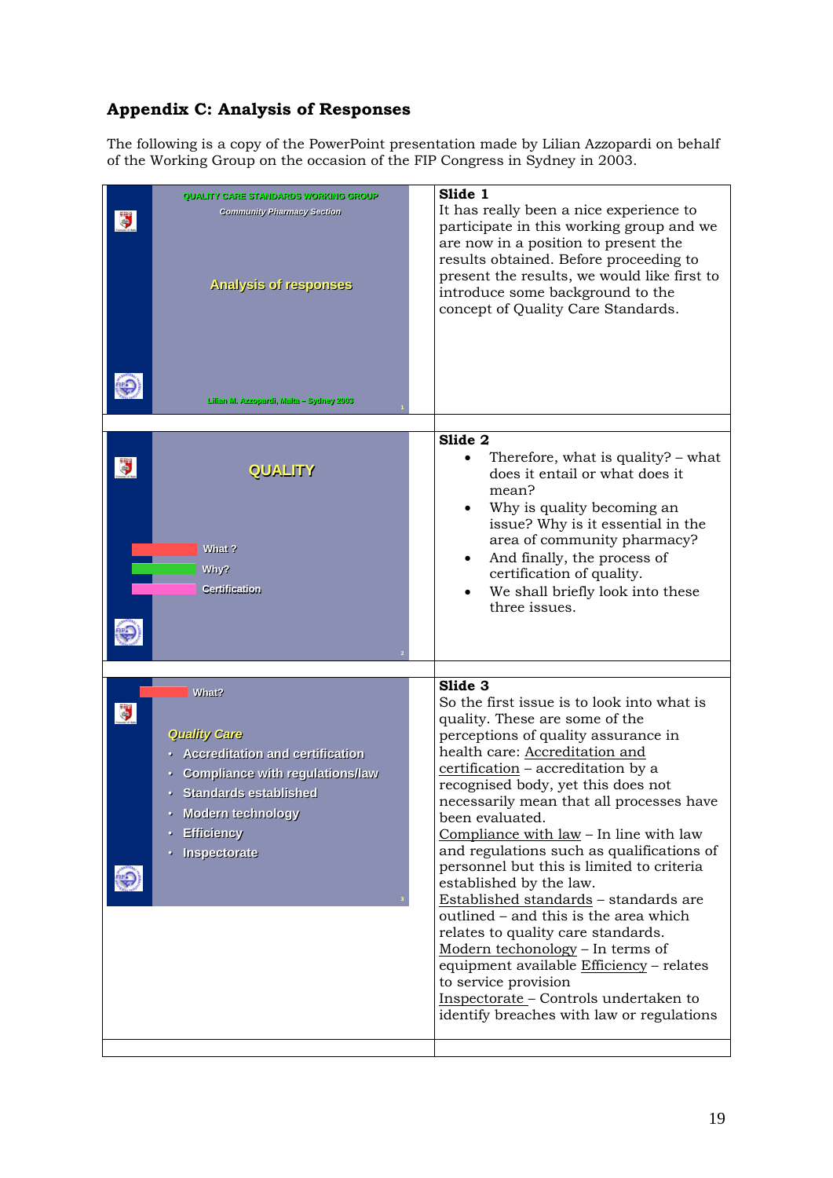## Appendix C: Analysis of Responses

The following is a copy of the PowerPoint presentation made by Lilian Azzopardi on behalf of the Working Group on the occasion of the FIP Congress in Sydney in 2003.

| Slide | Notes |
|---|---|
| QUALITY CARE STANDARDS WORKING GROUP<br>*Community Pharmacy Section*<br>Analysis of responses<br>Lilian M. Azzopardi, Malta – Sydney 2003 | **Slide 1**<br>It has really been a nice experience to participate in this working group and we are now in a position to present the results obtained. Before proceeding to present the results, we would like first to introduce some background to the concept of Quality Care Standards. |
| QUALITY<br>What ?<br>Why?<br>Certification | **Slide 2**<br>• Therefore, what is quality? – what does it entail or what does it mean?<br>• Why is quality becoming an issue? Why is it essential in the area of community pharmacy?<br>• And finally, the process of certification of quality.<br>• We shall briefly look into these three issues. |
| What?<br>*Quality Care*<br>• Accreditation and certification<br>• Compliance with regulations/law<br>• Standards established<br>• Modern technology<br>• Efficiency<br>• Inspectorate | **Slide 3**<br>So the first issue is to look into what is quality. These are some of the perceptions of quality assurance in health care: Accreditation and certification – accreditation by a recognised body, yet this does not necessarily mean that all processes have been evaluated.<br>Compliance with law – In line with law and regulations such as qualifications of personnel but this is limited to criteria established by the law.<br>Established standards – standards are outlined – and this is the area which relates to quality care standards.<br>Modern techonology – In terms of equipment available Efficiency – relates to service provision<br>Inspectorate – Controls undertaken to identify breaches with law or regulations |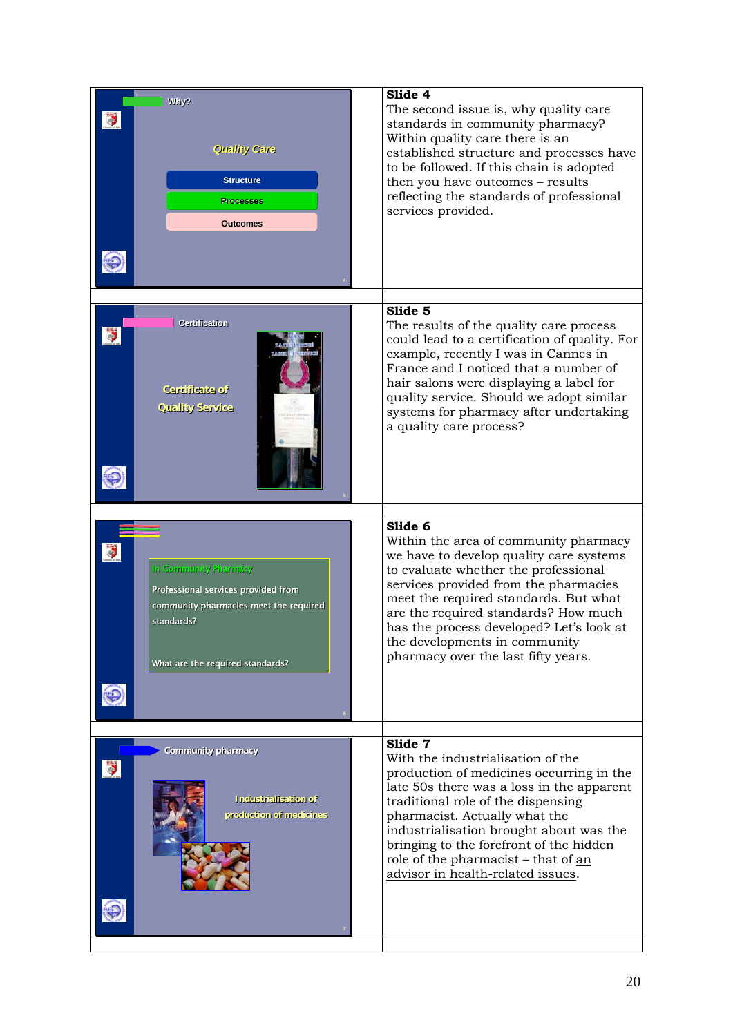| | |
|---|---|
| Why?<br><br>*Quality Care*<br><br>Structure<br>Processes<br>Outcomes | **Slide 4**<br>The second issue is, why quality care standards in community pharmacy? Within quality care there is an established structure and processes have to be followed. If this chain is adopted then you have outcomes – results reflecting the standards of professional services provided. |
| Certification<br><br>Certificate of Quality Service | **Slide 5**<br>The results of the quality care process could lead to a certification of quality. For example, recently I was in Cannes in France and I noticed that a number of hair salons were displaying a label for quality service. Should we adopt similar systems for pharmacy after undertaking a quality care process? |
| In Community Pharmacy<br><br>Professional services provided from community pharmacies meet the required standards?<br><br>What are the required standards? | **Slide 6**<br>Within the area of community pharmacy we have to develop quality care systems to evaluate whether the professional services provided from the pharmacies meet the required standards. But what are the required standards? How much has the process developed? Let's look at the developments in community pharmacy over the last fifty years. |
| Community pharmacy<br><br>Industrialisation of production of medicines | **Slide 7**<br>With the industrialisation of the production of medicines occurring in the late 50s there was a loss in the apparent traditional role of the dispensing pharmacist. Actually what the industrialisation brought about was the bringing to the forefront of the hidden role of the pharmacist – that of <u>an advisor in health-related issues</u>. |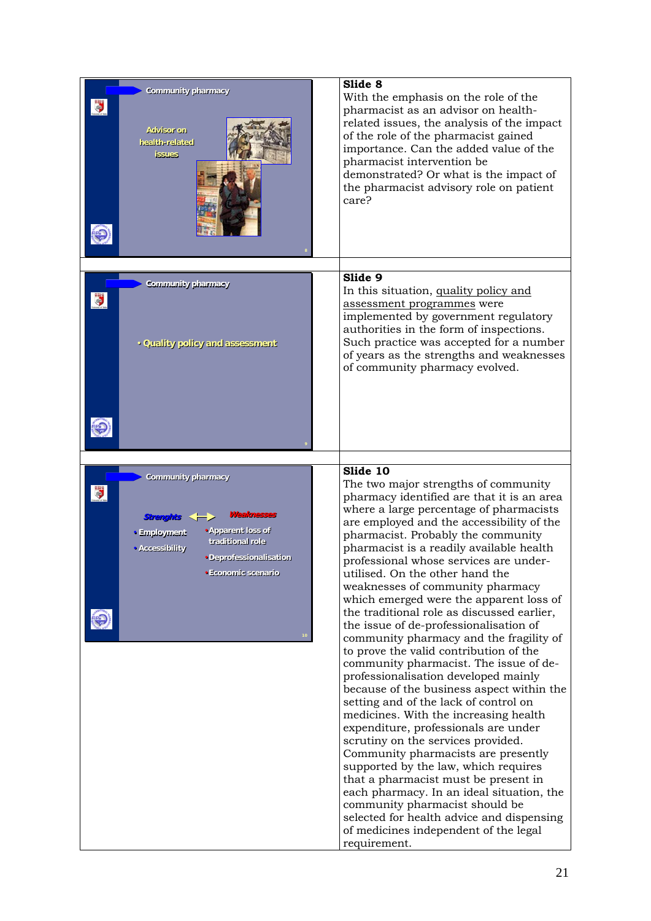| Slide | Notes |
|---|---|
| Community pharmacy<br><br>Advisor on health-related issues | **Slide 8**<br>With the emphasis on the role of the pharmacist as an advisor on health-related issues, the analysis of the impact of the role of the pharmacist gained importance. Can the added value of the pharmacist intervention be demonstrated? Or what is the impact of the pharmacist advisory role on patient care? |
| Community pharmacy<br><br>• Quality policy and assessment | **Slide 9**<br>In this situation, quality policy and assessment programmes were implemented by government regulatory authorities in the form of inspections. Such practice was accepted for a number of years as the strengths and weaknesses of community pharmacy evolved. |
| Community pharmacy<br><br>Strenghts ↔ Weaknesses<br>• Employment<br>• Accessibility<br>• Apparent loss of traditional role<br>• Deprofessionalisation<br>• Economic scenario | **Slide 10**<br>The two major strengths of community pharmacy identified are that it is an area where a large percentage of pharmacists are employed and the accessibility of the pharmacist. Probably the community pharmacist is a readily available health professional whose services are under-utilised. On the other hand the weaknesses of community pharmacy which emerged were the apparent loss of the traditional role as discussed earlier, the issue of de-professionalisation of community pharmacy and the fragility of to prove the valid contribution of the community pharmacist. The issue of de-professionalisation developed mainly because of the business aspect within the setting and of the lack of control on medicines. With the increasing health expenditure, professionals are under scrutiny on the services provided. Community pharmacists are presently supported by the law, which requires that a pharmacist must be present in each pharmacy. In an ideal situation, the community pharmacist should be selected for health advice and dispensing of medicines independent of the legal requirement. |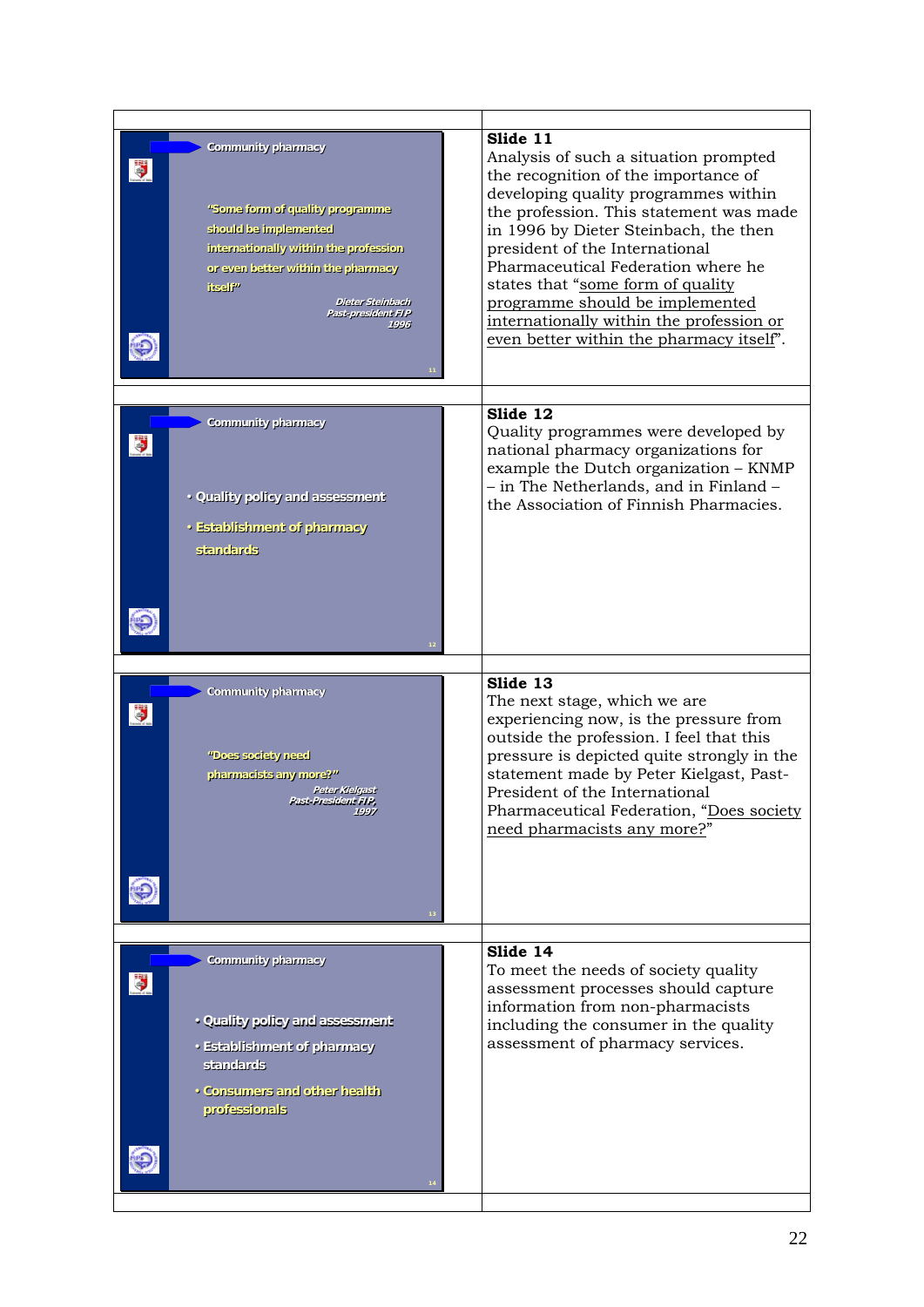| | |
|---|---|
| Community pharmacy<br><br>"Some form of quality programme should be implemented internationally within the profession or even better within the pharmacy itself"<br><br>*Dieter Steinbach*<br>*Past-president FIP*<br>*1996* | **Slide 11**<br>Analysis of such a situation prompted the recognition of the importance of developing quality programmes within the profession. This statement was made in 1996 by Dieter Steinbach, the then president of the International Pharmaceutical Federation where he states that "some form of quality programme should be implemented internationally within the profession or even better within the pharmacy itself". |
| Community pharmacy<br><br>• Quality policy and assessment<br>• Establishment of pharmacy standards | **Slide 12**<br>Quality programmes were developed by national pharmacy organizations for example the Dutch organization – KNMP – in The Netherlands, and in Finland – the Association of Finnish Pharmacies. |
| Community pharmacy<br><br>"Does society need pharmacists any more?"<br><br>*Peter Kielgast*<br>*Past-President FIP,*<br>*1997* | **Slide 13**<br>The next stage, which we are experiencing now, is the pressure from outside the profession. I feel that this pressure is depicted quite strongly in the statement made by Peter Kielgast, Past-President of the International Pharmaceutical Federation, "Does society need pharmacists any more?" |
| Community pharmacy<br><br>• Quality policy and assessment<br>• Establishment of pharmacy standards<br>• Consumers and other health professionals | **Slide 14**<br>To meet the needs of society quality assessment processes should capture information from non-pharmacists including the consumer in the quality assessment of pharmacy services. |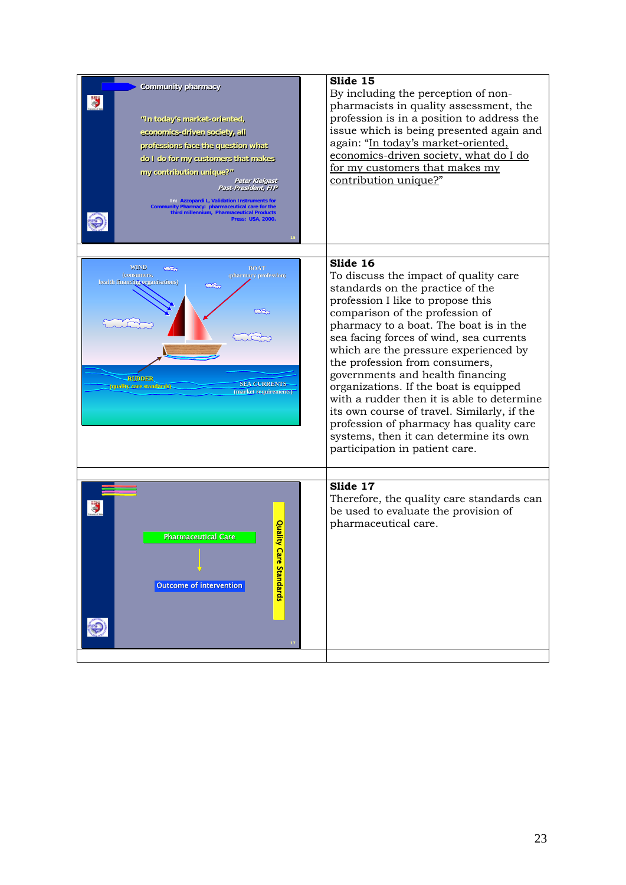**Slide 15**

By including the perception of non-pharmacists in quality assessment, the profession is in a position to address the issue which is being presented again and again: "In today's market-oriented, economics-driven society, what do I do for my customers that makes my contribution unique?"

**Slide 16**

To discuss the impact of quality care standards on the practice of the profession I like to propose this comparison of the profession of pharmacy to a boat. The boat is in the sea facing forces of wind, sea currents which are the pressure experienced by the profession from consumers, governments and health financing organizations. If the boat is equipped with a rudder then it is able to determine its own course of travel. Similarly, if the profession of pharmacy has quality care systems, then it can determine its own participation in patient care.

**Slide 17**

Therefore, the quality care standards can be used to evaluate the provision of pharmaceutical care.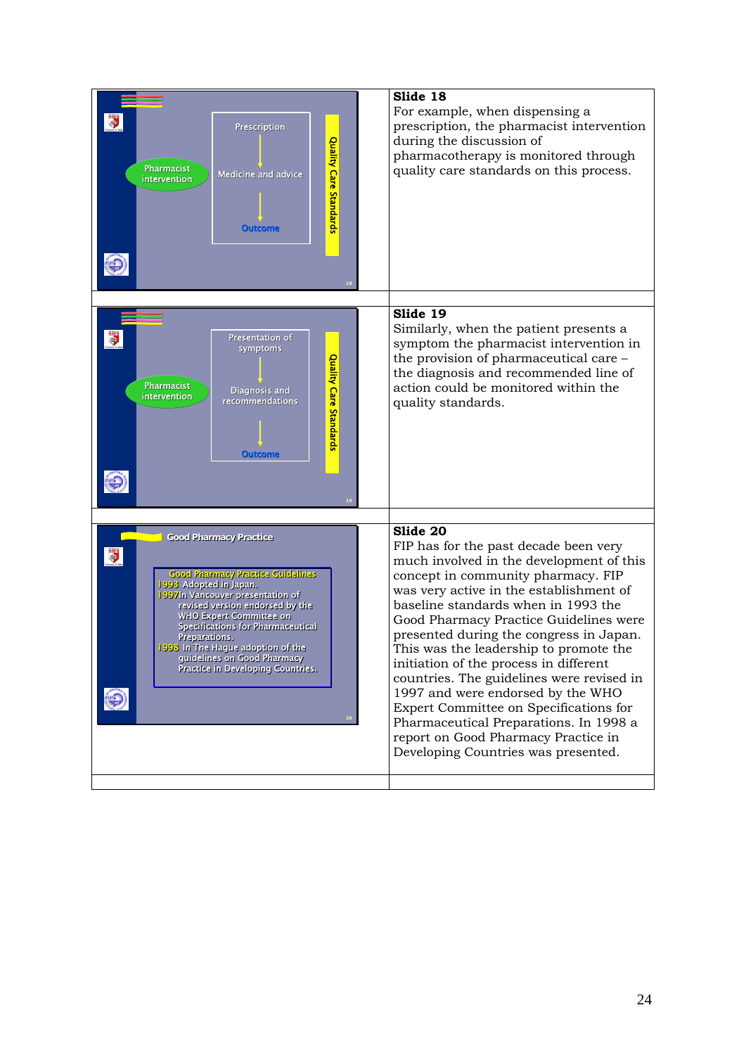| | |
|---|---|
| Pharmacist intervention<br>Prescription → Medicine and advice → Outcome<br>Quality Care Standards | **Slide 18**<br>For example, when dispensing a prescription, the pharmacist intervention during the discussion of pharmacotherapy is monitored through quality care standards on this process. |
| Pharmacist intervention<br>Presentation of symptoms → Diagnosis and recommendations → Outcome<br>Quality Care Standards | **Slide 19**<br>Similarly, when the patient presents a symptom the pharmacist intervention in the provision of pharmaceutical care – the diagnosis and recommended line of action could be monitored within the quality standards. |
| **Good Pharmacy Practice**<br>Good Pharmacy Practice Guidelines<br>1993 Adopted in Japan.<br>1997 In Vancouver presentation of revised version endorsed by the WHO Expert Committee on Specifications for Pharmaceutical Preparations.<br>1998 In The Hague adoption of the guidelines on Good Pharmacy Practice in Developing Countries. | **Slide 20**<br>FIP has for the past decade been very much involved in the development of this concept in community pharmacy. FIP was very active in the establishment of baseline standards when in 1993 the Good Pharmacy Practice Guidelines were presented during the congress in Japan. This was the leadership to promote the initiation of the process in different countries. The guidelines were revised in 1997 and were endorsed by the WHO Expert Committee on Specifications for Pharmaceutical Preparations. In 1998 a report on Good Pharmacy Practice in Developing Countries was presented. |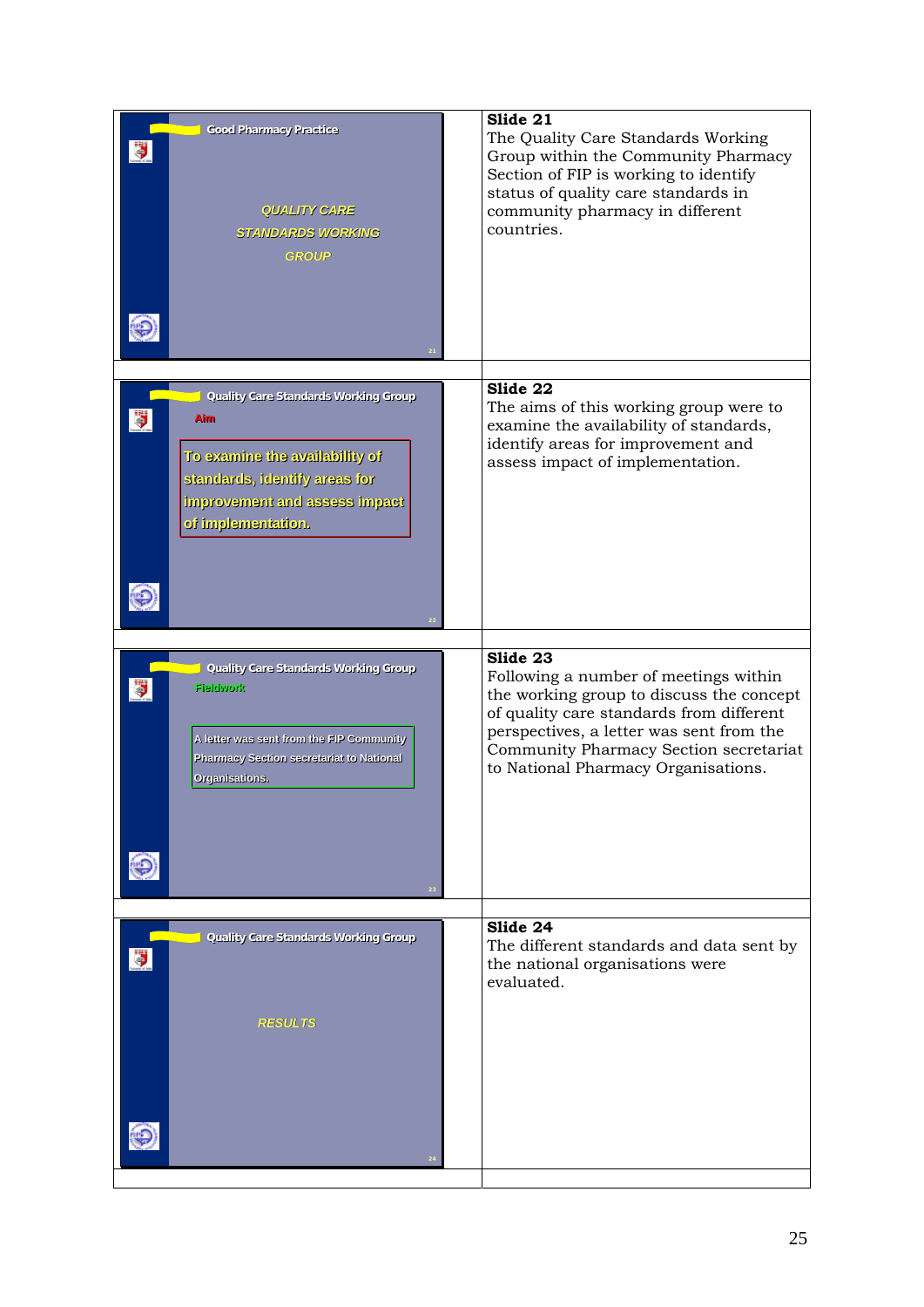| | |
|---|---|
| Good Pharmacy Practice<br><br>QUALITY CARE STANDARDS WORKING GROUP<br><br>21 | **Slide 21**<br>The Quality Care Standards Working Group within the Community Pharmacy Section of FIP is working to identify status of quality care standards in community pharmacy in different countries. |
| Quality Care Standards Working Group<br><br>Aim<br><br>To examine the availability of standards, identify areas for improvement and assess impact of implementation.<br><br>22 | **Slide 22**<br>The aims of this working group were to examine the availability of standards, identify areas for improvement and assess impact of implementation. |
| Quality Care Standards Working Group<br><br>Fieldwork<br><br>A letter was sent from the FIP Community Pharmacy Section secretariat to National Organisations.<br><br>23 | **Slide 23**<br>Following a number of meetings within the working group to discuss the concept of quality care standards from different perspectives, a letter was sent from the Community Pharmacy Section secretariat to National Pharmacy Organisations. |
| Quality Care Standards Working Group<br><br>RESULTS<br><br>24 | **Slide 24**<br>The different standards and data sent by the national organisations were evaluated. |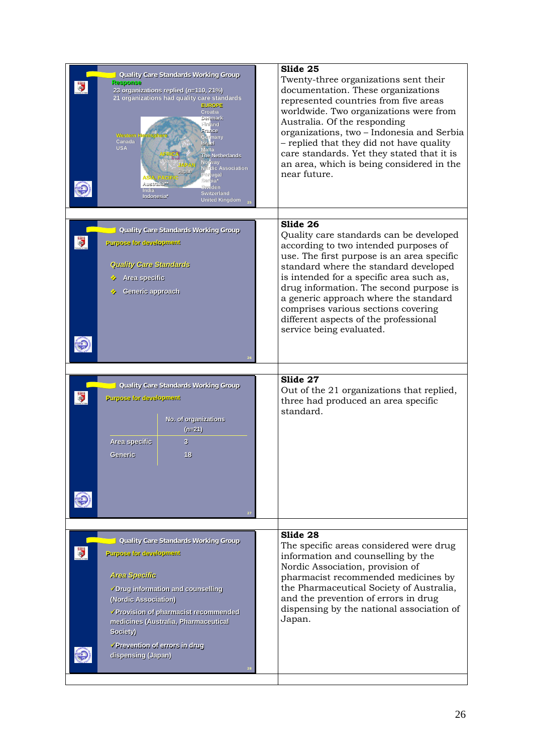| Slide | Notes |
|---|---|
| **Quality Care Standards Working Group**<br>Response<br>23 organizations replied (n=110, 21%)<br>21 organizations had quality care standards<br>EUROPE: Croatia, Denmark, Finland, France, Germany, Israel, Malta, The Netherlands, Norway, Nordic Association, Portugal, Serbia*, Sweden, Switzerland, United Kingdom<br>Western Hemisphere: Canada, USA<br>AFRICA: Uganda<br>JAPAN: Japan<br>ASIA, PACIFIC: Australia**, India, Indonesia* | **Slide 25**<br>Twenty-three organizations sent their documentation. These organizations represented countries from five areas worldwide. Two organizations were from Australia. Of the responding organizations, two – Indonesia and Serbia – replied that they did not have quality care standards. Yet they stated that it is an area, which is being considered in the near future. |
| **Quality Care Standards Working Group**<br>Purpose for development<br>*Quality Care Standards*<br>❖ Area specific<br>❖ Generic approach | **Slide 26**<br>Quality care standards can be developed according to two intended purposes of use. The first purpose is an area specific standard where the standard developed is intended for a specific area such as, drug information. The second purpose is a generic approach where the standard comprises various sections covering different aspects of the professional service being evaluated. |
| **Quality Care Standards Working Group**<br>Purpose for development<br>No. of organizations (n=21)<br>Area specific: 3<br>Generic: 18 | **Slide 27**<br>Out of the 21 organizations that replied, three had produced an area specific standard. |
| **Quality Care Standards Working Group**<br>Purpose for development<br>*Area Specific*<br>✓Drug information and counselling (Nordic Association)<br>✓Provision of pharmacist recommended medicines (Australia, Pharmaceutical Society)<br>✓Prevention of errors in drug dispensing (Japan) | **Slide 28**<br>The specific areas considered were drug information and counselling by the Nordic Association, provision of pharmacist recommended medicines by the Pharmaceutical Society of Australia, and the prevention of errors in drug dispensing by the national association of Japan. |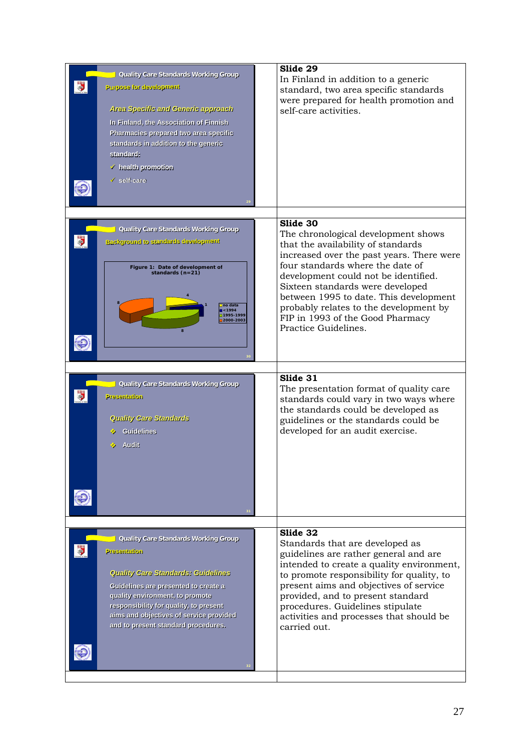| | |
|---|---|
| **Quality Care Standards Working Group**<br>Purpose for development<br>*Area Specific and Generic approach*<br>In Finland, the Association of Finnish Pharmacies prepared two area specific standards in addition to the generic standard:<br>✓ health promotion<br>✓ self-care | **Slide 29**<br>In Finland in addition to a generic standard, two area specific standards were prepared for health promotion and self-care activities. |
| **Quality Care Standards Working Group**<br>Background to standards development<br>Figure 1: Date of development of standards (n=21)<br>no data: 4; <1994: 1; 1995-1999: 8; 2000-2003: 8 | **Slide 30**<br>The chronological development shows that the availability of standards increased over the past years. There were four standards where the date of development could not be identified. Sixteen standards were developed between 1995 to date. This development probably relates to the development by FIP in 1993 of the Good Pharmacy Practice Guidelines. |
| **Quality Care Standards Working Group**<br>Presentation<br>*Quality Care Standards*<br>- Guidelines<br>- Audit | **Slide 31**<br>The presentation format of quality care standards could vary in two ways where the standards could be developed as guidelines or the standards could be developed for an audit exercise. |
| **Quality Care Standards Working Group**<br>Presentation<br>*Quality Care Standards: Guidelines*<br>Guidelines are presented to create a quality environment, to promote responsibility for quality, to present aims and objectives of service provided and to present standard procedures. | **Slide 32**<br>Standards that are developed as guidelines are rather general and are intended to create a quality environment, to promote responsibility for quality, to present aims and objectives of service provided, and to present standard procedures. Guidelines stipulate activities and processes that should be carried out. |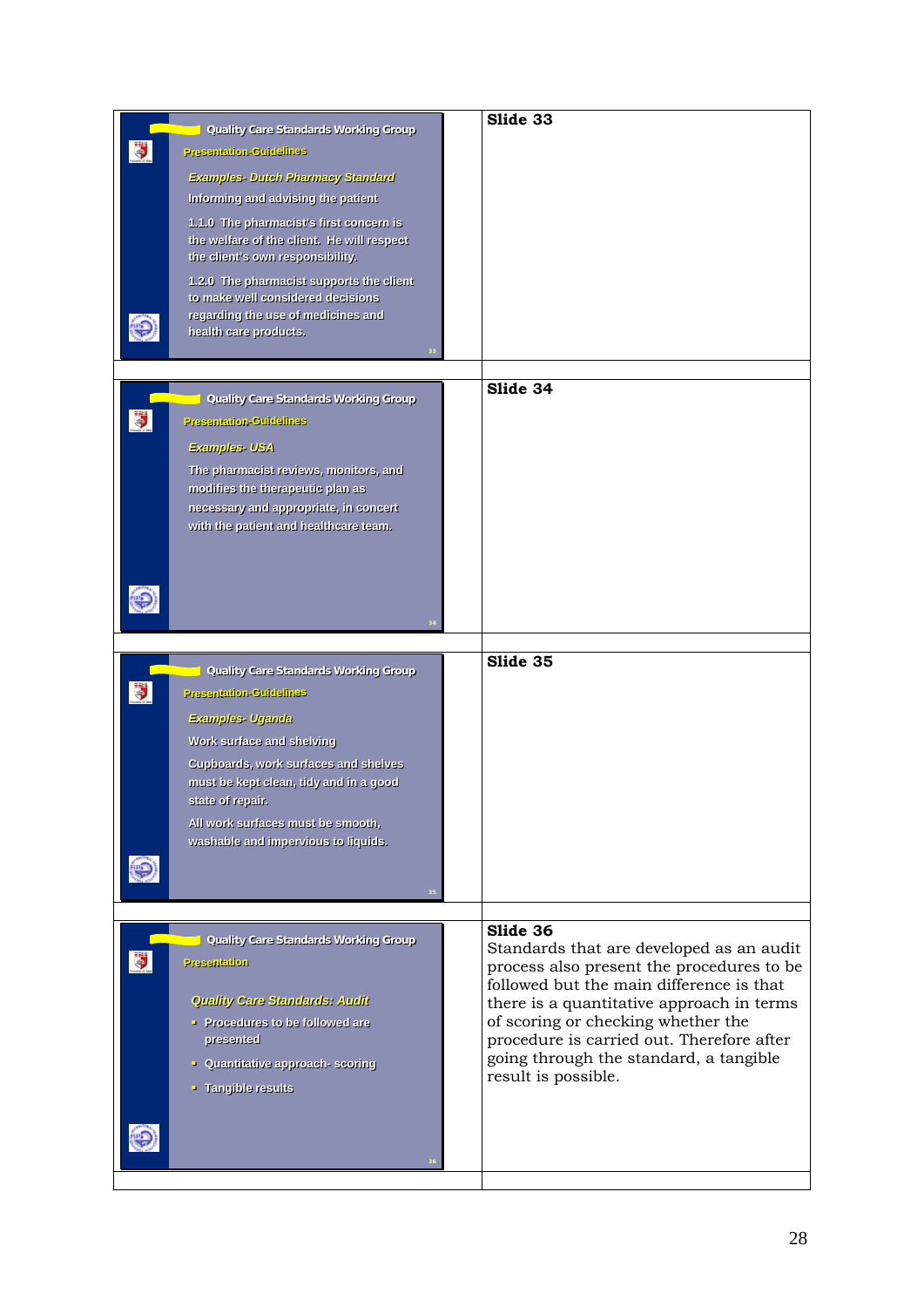| | |
|---|---|
| **Quality Care Standards Working Group**<br>Presentation-Guidelines<br>*Examples- Dutch Pharmacy Standard*<br>Informing and advising the patient<br>1.1.0 The pharmacist's first concern is the welfare of the client. He will respect the client's own responsibility.<br>1.2.0 The pharmacist supports the client to make well considered decisions regarding the use of medicines and health care products.<br>33 | **Slide 33** |
| **Quality Care Standards Working Group**<br>Presentation-Guidelines<br>*Examples- USA*<br>The pharmacist reviews, monitors, and modifies the therapeutic plan as necessary and appropriate, in concert with the patient and healthcare team.<br>34 | **Slide 34** |
| **Quality Care Standards Working Group**<br>Presentation-Guidelines<br>*Examples- Uganda*<br>Work surface and shelving<br>Cupboards, work surfaces and shelves must be kept clean, tidy and in a good state of repair.<br>All work surfaces must be smooth, washable and impervious to liquids.<br>35 | **Slide 35** |
| **Quality Care Standards Working Group**<br>Presentation<br>*Quality Care Standards: Audit*<br>▪ Procedures to be followed are presented<br>▪ Quantitative approach- scoring<br>▪ Tangible results<br>36 | **Slide 36**<br>Standards that are developed as an audit process also present the procedures to be followed but the main difference is that there is a quantitative approach in terms of scoring or checking whether the procedure is carried out. Therefore after going through the standard, a tangible result is possible. |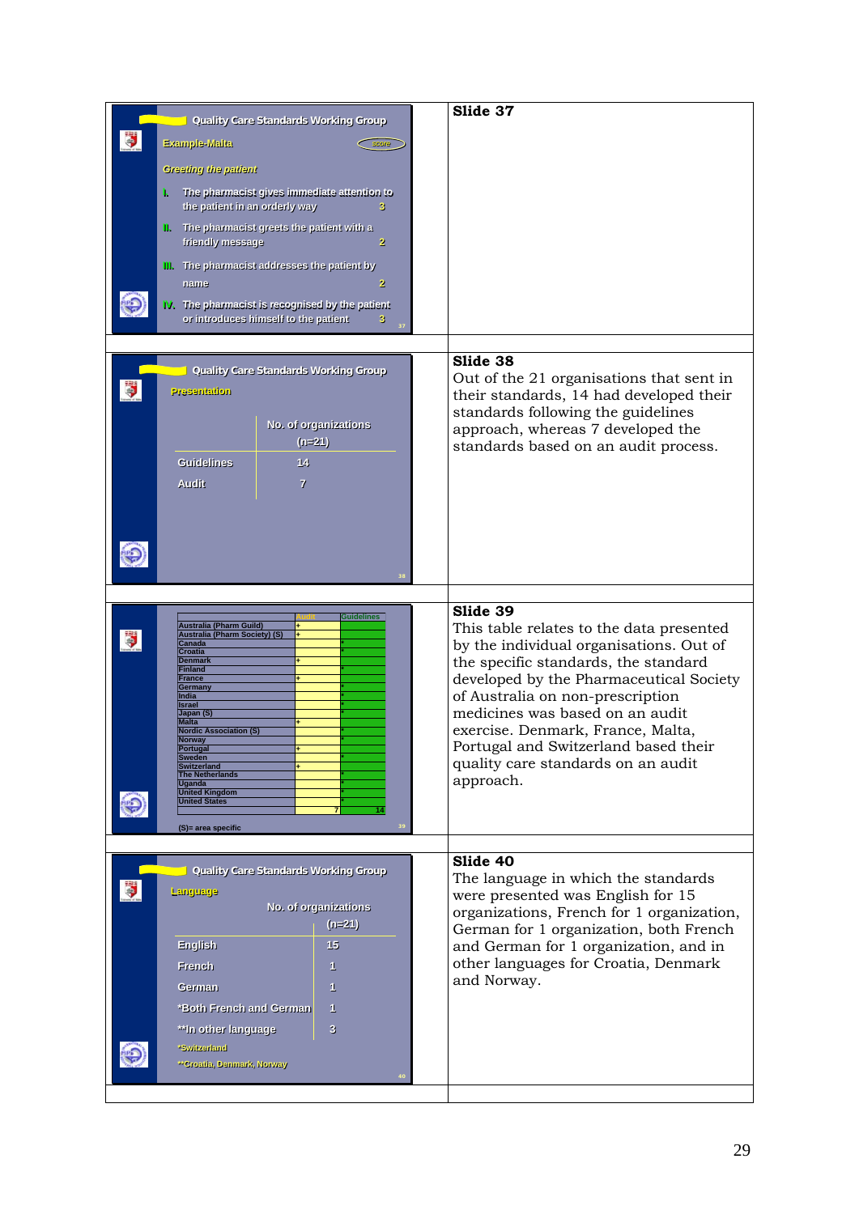**Quality Care Standards Working Group**

**Example-Malta**

*Greeting the patient*

| | | score |
|---|---|---|
| I. | The pharmacist gives immediate attention to the patient in an orderly way | 3 |
| II. | The pharmacist greets the patient with a friendly message | 2 |
| III. | The pharmacist addresses the patient by name | 2 |
| IV. | The pharmacist is recognised by the patient or introduces himself to the patient | 3 |

**Slide 37**

---

**Quality Care Standards Working Group**

**Presentation**

| | No. of organizations (n=21) |
|---|---|
| Guidelines | 14 |
| Audit | 7 |

**Slide 38**

Out of the 21 organisations that sent in their standards, 14 had developed their standards following the guidelines approach, whereas 7 developed the standards based on an audit process.

---

| | Audit | Guidelines |
|---|---|---|
| Australia (Pharm Guild) | + | |
| Australia (Pharm Society) (S) | + | |
| Canada | | * |
| Croatia | | * |
| Denmark | + | |
| Finland | | * |
| France | + | |
| Germany | | * |
| India | | * |
| Israel | | * |
| Japan (S) | | * |
| Malta | + | |
| Nordic Association (S) | | * |
| Norway | | * |
| Portugal | + | |
| Sweden | | * |
| Switzerland | + | |
| The Netherlands | | * |
| Uganda | | * |
| United Kingdom | | * |
| United States | | * |
| | 7 | 14 |

(S)= area specific

**Slide 39**

This table relates to the data presented by the individual organisations. Out of the specific standards, the standard developed by the Pharmaceutical Society of Australia on non-prescription medicines was based on an audit exercise. Denmark, France, Malta, Portugal and Switzerland based their quality care standards on an audit approach.

---

**Quality Care Standards Working Group**

**Language**

| | No. of organizations (n=21) |
|---|---|
| English | 15 |
| French | 1 |
| German | 1 |
| *Both French and German | 1 |
| **In other language | 3 |

*Switzerland

**Croatia, Denmark, Norway

**Slide 40**

The language in which the standards were presented was English for 15 organizations, French for 1 organization, German for 1 organization, both French and German for 1 organization, and in other languages for Croatia, Denmark and Norway.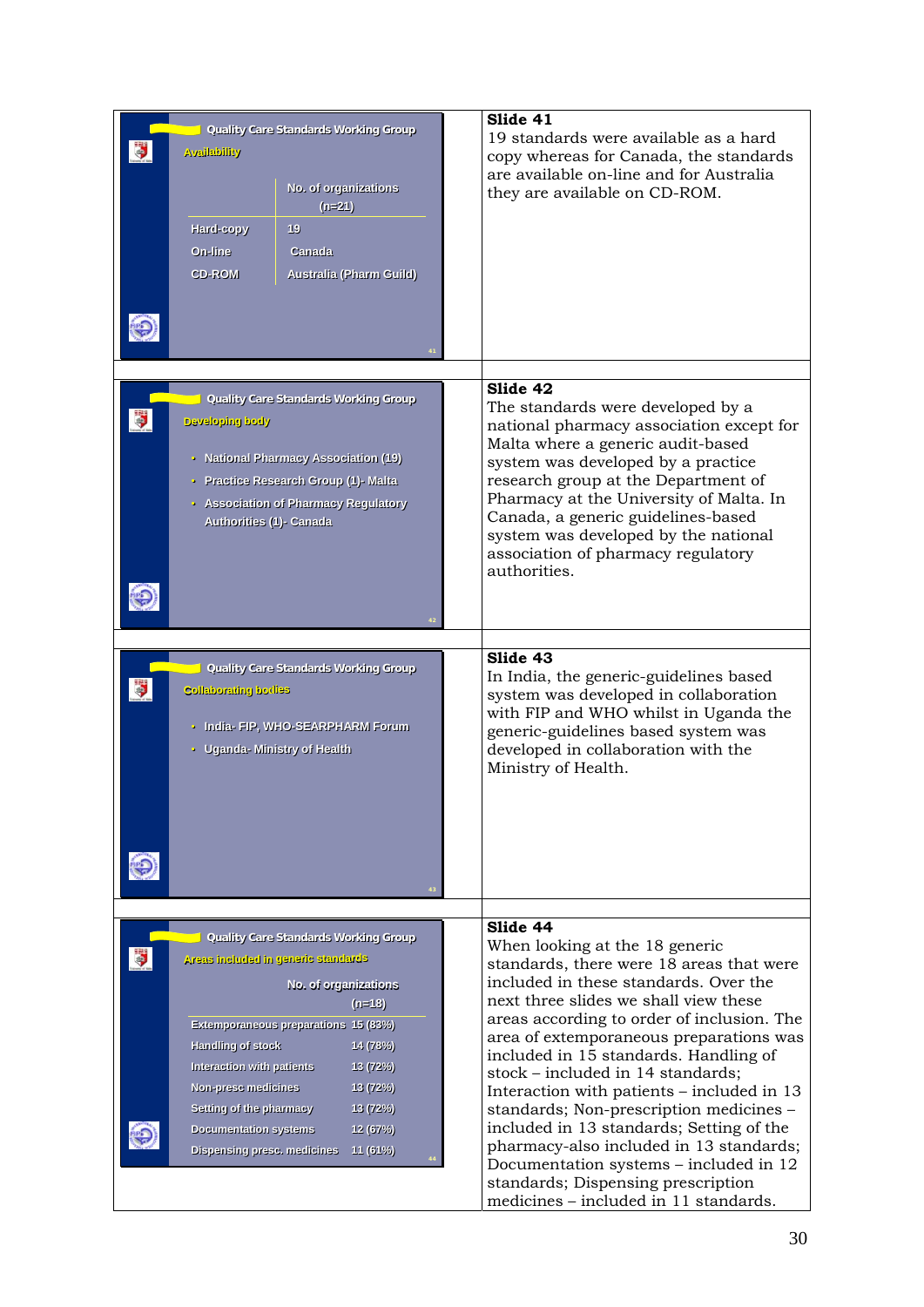| | |
|---|---|
| **Quality Care Standards Working Group**<br>Availability<br><br>No. of organizations (n=21)<br>Hard-copy: 19<br>On-line: Canada<br>CD-ROM: Australia (Pharm Guild) | **Slide 41**<br>19 standards were available as a hard copy whereas for Canada, the standards are available on-line and for Australia they are available on CD-ROM. |
| **Quality Care Standards Working Group**<br>Developing body<br><br>• National Pharmacy Association (19)<br>• Practice Research Group (1)- Malta<br>• Association of Pharmacy Regulatory Authorities (1)- Canada | **Slide 42**<br>The standards were developed by a national pharmacy association except for Malta where a generic audit-based system was developed by a practice research group at the Department of Pharmacy at the University of Malta. In Canada, a generic guidelines-based system was developed by the national association of pharmacy regulatory authorities. |
| **Quality Care Standards Working Group**<br>Collaborating bodies<br><br>• India- FIP, WHO-SEARPHARM Forum<br>• Uganda- Ministry of Health | **Slide 43**<br>In India, the generic-guidelines based system was developed in collaboration with FIP and WHO whilst in Uganda the generic-guidelines based system was developed in collaboration with the Ministry of Health. |
| **Quality Care Standards Working Group**<br>Areas included in generic standards<br><br>No. of organizations (n=18)<br>Extemporaneous preparations: 15 (83%)<br>Handling of stock: 14 (78%)<br>Interaction with patients: 13 (72%)<br>Non-presc medicines: 13 (72%)<br>Setting of the pharmacy: 13 (72%)<br>Documentation systems: 12 (67%)<br>Dispensing presc. medicines: 11 (61%) | **Slide 44**<br>When looking at the 18 generic standards, there were 18 areas that were included in these standards. Over the next three slides we shall view these areas according to order of inclusion. The area of extemporaneous preparations was included in 15 standards. Handling of stock – included in 14 standards; Interaction with patients – included in 13 standards; Non-prescription medicines – included in 13 standards; Setting of the pharmacy-also included in 13 standards; Documentation systems – included in 12 standards; Dispensing prescription medicines – included in 11 standards. |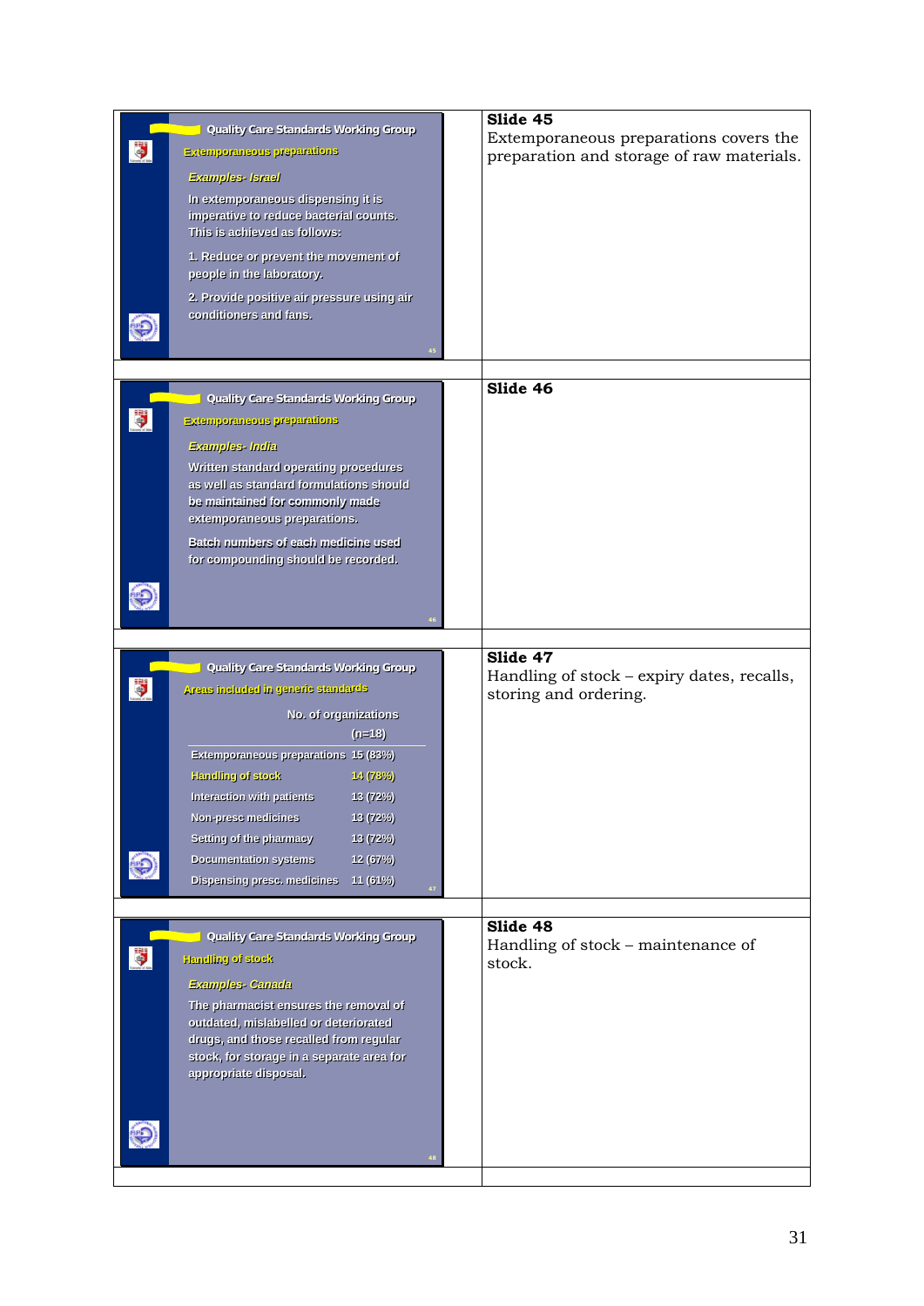| Slide | Notes |
|---|---|
| **Quality Care Standards Working Group**<br>Extemporaneous preparations<br>*Examples- Israel*<br>In extemporaneous dispensing it is imperative to reduce bacterial counts. This is achieved as follows:<br>1. Reduce or prevent the movement of people in the laboratory.<br>2. Provide positive air pressure using air conditioners and fans. | **Slide 45**<br>Extemporaneous preparations covers the preparation and storage of raw materials. |
| **Quality Care Standards Working Group**<br>Extemporaneous preparations<br>*Examples- India*<br>Written standard operating procedures as well as standard formulations should be maintained for commonly made extemporaneous preparations.<br>Batch numbers of each medicine used for compounding should be recorded. | **Slide 46** |
| **Quality Care Standards Working Group**<br>Areas included in generic standards<br>No. of organizations (n=18)<br>Extemporaneous preparations 15 (83%)<br>Handling of stock 14 (78%)<br>Interaction with patients 13 (72%)<br>Non-presc medicines 13 (72%)<br>Setting of the pharmacy 13 (72%)<br>Documentation systems 12 (67%)<br>Dispensing presc. medicines 11 (61%) | **Slide 47**<br>Handling of stock – expiry dates, recalls, storing and ordering. |
| **Quality Care Standards Working Group**<br>Handling of stock<br>*Examples- Canada*<br>The pharmacist ensures the removal of outdated, mislabelled or deteriorated drugs, and those recalled from regular stock, for storage in a separate area for appropriate disposal. | **Slide 48**<br>Handling of stock – maintenance of stock. |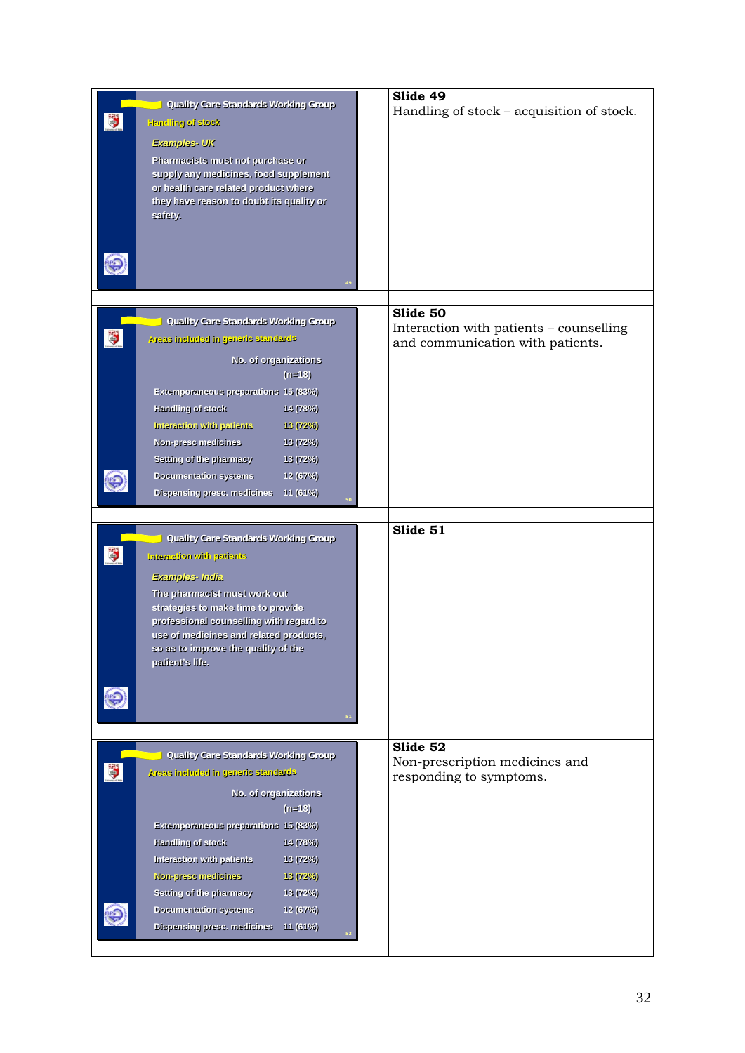| | |
|---|---|
| **Quality Care Standards Working Group**<br>Handling of stock<br>*Examples- UK*<br>Pharmacists must not purchase or supply any medicines, food supplement or health care related product where they have reason to doubt its quality or safety. | **Slide 49**<br>Handling of stock – acquisition of stock. |
| **Quality Care Standards Working Group**<br>Areas included in generic standards<br>No. of organizations (n=18)<br>Extemporaneous preparations 15 (83%)<br>Handling of stock 14 (78%)<br>Interaction with patients 13 (72%)<br>Non-presc medicines 13 (72%)<br>Setting of the pharmacy 13 (72%)<br>Documentation systems 12 (67%)<br>Dispensing presc. medicines 11 (61%) | **Slide 50**<br>Interaction with patients – counselling and communication with patients. |
| **Quality Care Standards Working Group**<br>Interaction with patients<br>*Examples- India*<br>The pharmacist must work out strategies to make time to provide professional counselling with regard to use of medicines and related products, so as to improve the quality of the patient's life. | **Slide 51** |
| **Quality Care Standards Working Group**<br>Areas included in generic standards<br>No. of organizations (n=18)<br>Extemporaneous preparations 15 (83%)<br>Handling of stock 14 (78%)<br>Interaction with patients 13 (72%)<br>Non-presc medicines 13 (72%)<br>Setting of the pharmacy 13 (72%)<br>Documentation systems 12 (67%)<br>Dispensing presc. medicines 11 (61%) | **Slide 52**<br>Non-prescription medicines and responding to symptoms. |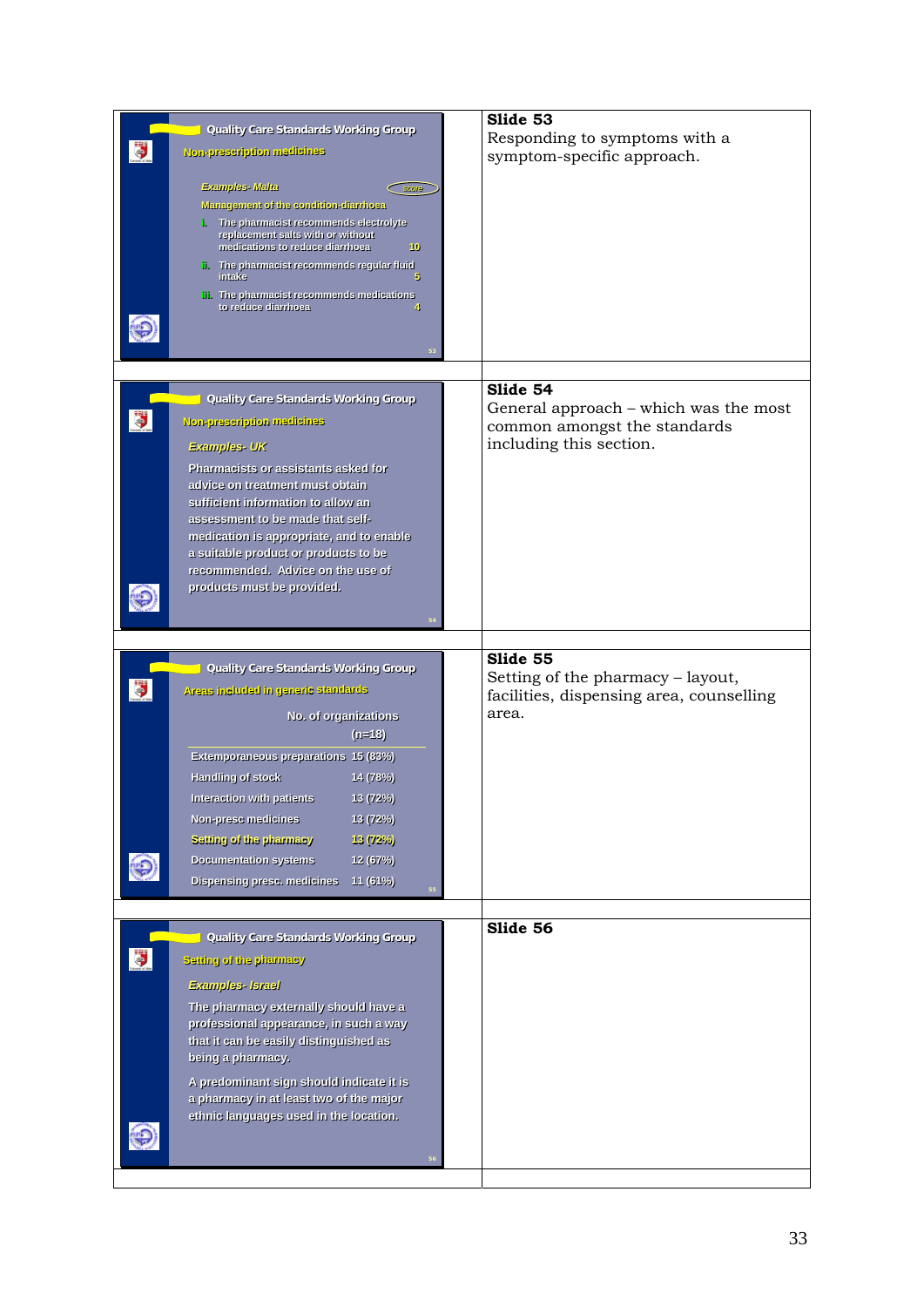**Quality Care Standards Working Group**

**Non-prescription medicines**

*Examples- Malta* — score

Management of the condition-diarrhoea

i. The pharmacist recommends electrolyte replacement salts with or without medications to reduce diarrhoea — 10

ii. The pharmacist recommends regular fluid intake — 5

iii. The pharmacist recommends medications to reduce diarrhoea — 4

**Slide 53**

Responding to symptoms with a symptom-specific approach.

---

**Quality Care Standards Working Group**

**Non-prescription medicines**

*Examples- UK*

Pharmacists or assistants asked for advice on treatment must obtain sufficient information to allow an assessment to be made that self-medication is appropriate, and to enable a suitable product or products to be recommended. Advice on the use of products must be provided.

**Slide 54**

General approach – which was the most common amongst the standards including this section.

---

**Quality Care Standards Working Group**

**Areas included in generic standards**

| | No. of organizations (n=18) |
|---|---|
| Extemporaneous preparations | 15 (83%) |
| Handling of stock | 14 (78%) |
| Interaction with patients | 13 (72%) |
| Non-presc medicines | 13 (72%) |
| Setting of the pharmacy | 13 (72%) |
| Documentation systems | 12 (67%) |
| Dispensing presc. medicines | 11 (61%) |

**Slide 55**

Setting of the pharmacy – layout, facilities, dispensing area, counselling area.

---

**Quality Care Standards Working Group**

**Setting of the pharmacy**

*Examples- Israel*

The pharmacy externally should have a professional appearance, in such a way that it can be easily distinguished as being a pharmacy.

A predominant sign should indicate it is a pharmacy in at least two of the major ethnic languages used in the location.

**Slide 56**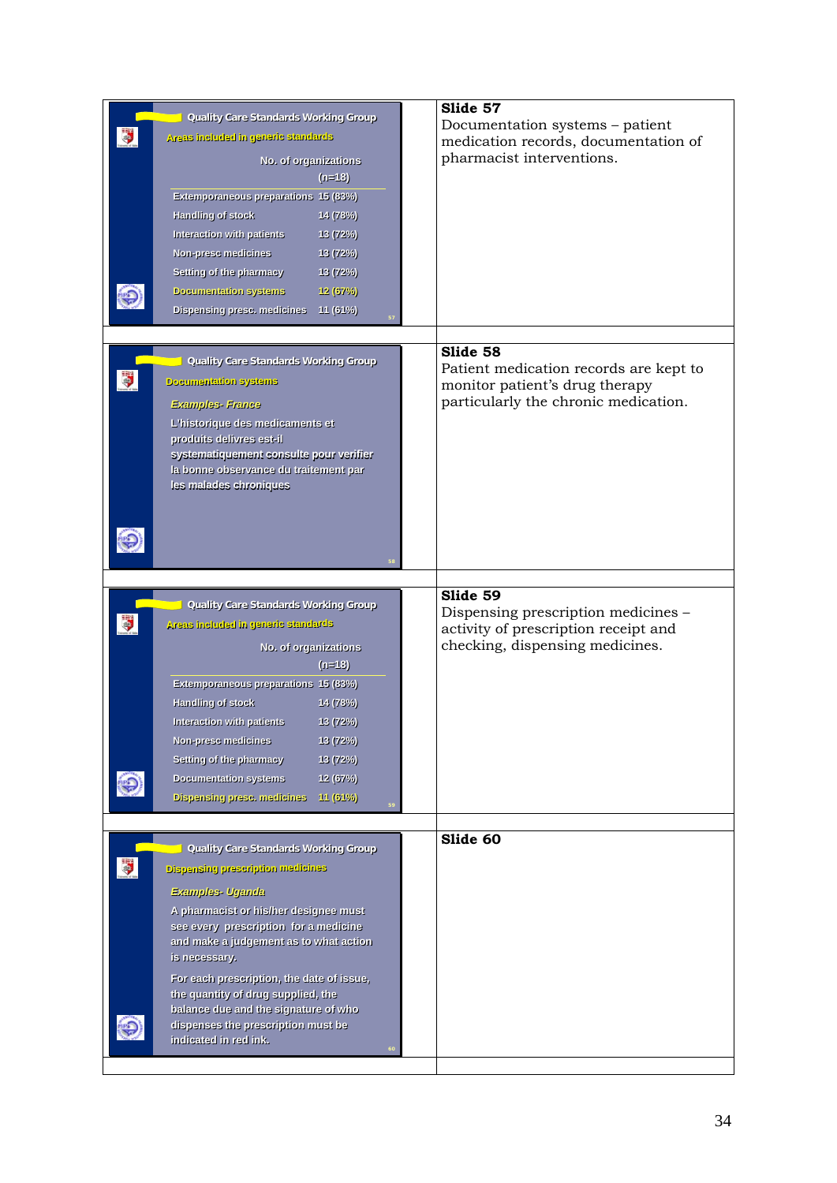| Slide | Notes |
|---|---|
| **Quality Care Standards Working Group**<br>Areas included in generic standards<br>No. of organizations (n=18)<br>Extemporaneous preparations 15 (83%)<br>Handling of stock 14 (78%)<br>Interaction with patients 13 (72%)<br>Non-presc medicines 13 (72%)<br>Setting of the pharmacy 13 (72%)<br>Documentation systems 12 (67%)<br>Dispensing presc. medicines 11 (61%) | **Slide 57**<br>Documentation systems – patient medication records, documentation of pharmacist interventions. |
| **Quality Care Standards Working Group**<br>Documentation systems<br>*Examples- France*<br>L'historique des medicaments et produits delivres est-il systematiquement consulte pour verifier la bonne observance du traitement par les malades chroniques | **Slide 58**<br>Patient medication records are kept to monitor patient's drug therapy particularly the chronic medication. |
| **Quality Care Standards Working Group**<br>Areas included in generic standards<br>No. of organizations (n=18)<br>Extemporaneous preparations 15 (83%)<br>Handling of stock 14 (78%)<br>Interaction with patients 13 (72%)<br>Non-presc medicines 13 (72%)<br>Setting of the pharmacy 13 (72%)<br>Documentation systems 12 (67%)<br>Dispensing presc. medicines 11 (61%) | **Slide 59**<br>Dispensing prescription medicines – activity of prescription receipt and checking, dispensing medicines. |
| **Quality Care Standards Working Group**<br>Dispensing prescription medicines<br>*Examples- Uganda*<br>A pharmacist or his/her designee must see every prescription for a medicine and make a judgement as to what action is necessary.<br>For each prescription, the date of issue, the quantity of drug supplied, the balance due and the signature of who dispenses the prescription must be indicated in red ink. | **Slide 60** |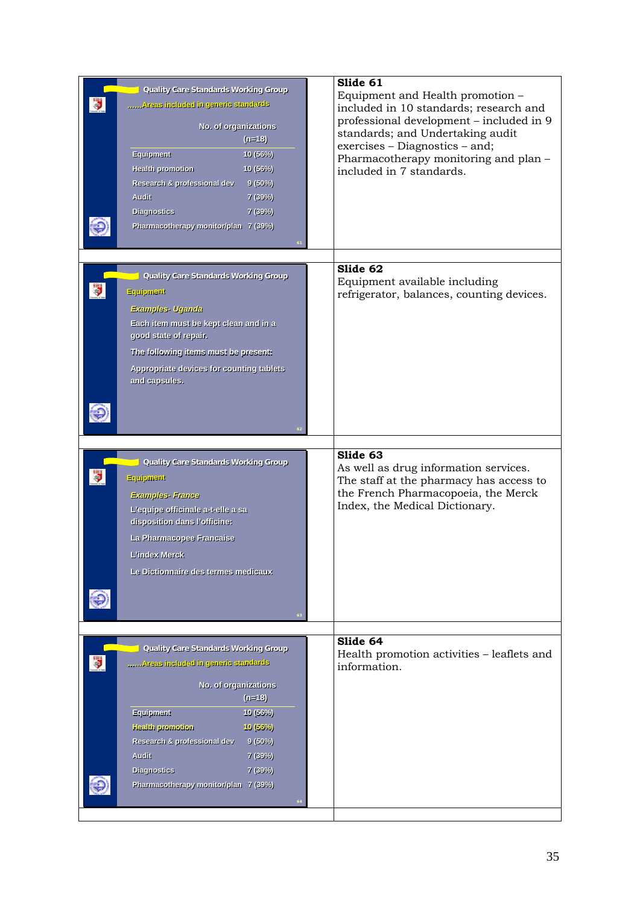| | |
|---|---|
| Quality Care Standards Working Group<br>......Areas included in generic standards<br><br>No. of organizations (n=18)<br>Equipment 10 (56%)<br>Health promotion 10 (56%)<br>Research & professional dev 9 (50%)<br>Audit 7 (39%)<br>Diagnostics 7 (39%)<br>Pharmacotherapy monitor/plan 7 (39%) | **Slide 61**<br>Equipment and Health promotion – included in 10 standards; research and professional development – included in 9 standards; and Undertaking audit exercises – Diagnostics – and; Pharmacotherapy monitoring and plan – included in 7 standards. |
| Quality Care Standards Working Group<br>Equipment<br>*Examples- Uganda*<br>Each item must be kept clean and in a good state of repair.<br>The following items must be present:<br>Appropriate devices for counting tablets and capsules. | **Slide 62**<br>Equipment available including refrigerator, balances, counting devices. |
| Quality Care Standards Working Group<br>Equipment<br>*Examples- France*<br>L'equipe officinale a-t-elle a sa disposition dans l'officine:<br>La Pharmacopee Francaise<br>L'index Merck<br>Le Dictionnaire des termes medicaux | **Slide 63**<br>As well as drug information services. The staff at the pharmacy has access to the French Pharmacopoeia, the Merck Index, the Medical Dictionary. |
| Quality Care Standards Working Group<br>......Areas included in generic standards<br><br>No. of organizations (n=18)<br>Equipment 10 (56%)<br>Health promotion 10 (56%)<br>Research & professional dev 9 (50%)<br>Audit 7 (39%)<br>Diagnostics 7 (39%)<br>Pharmacotherapy monitor/plan 7 (39%) | **Slide 64**<br>Health promotion activities – leaflets and information. |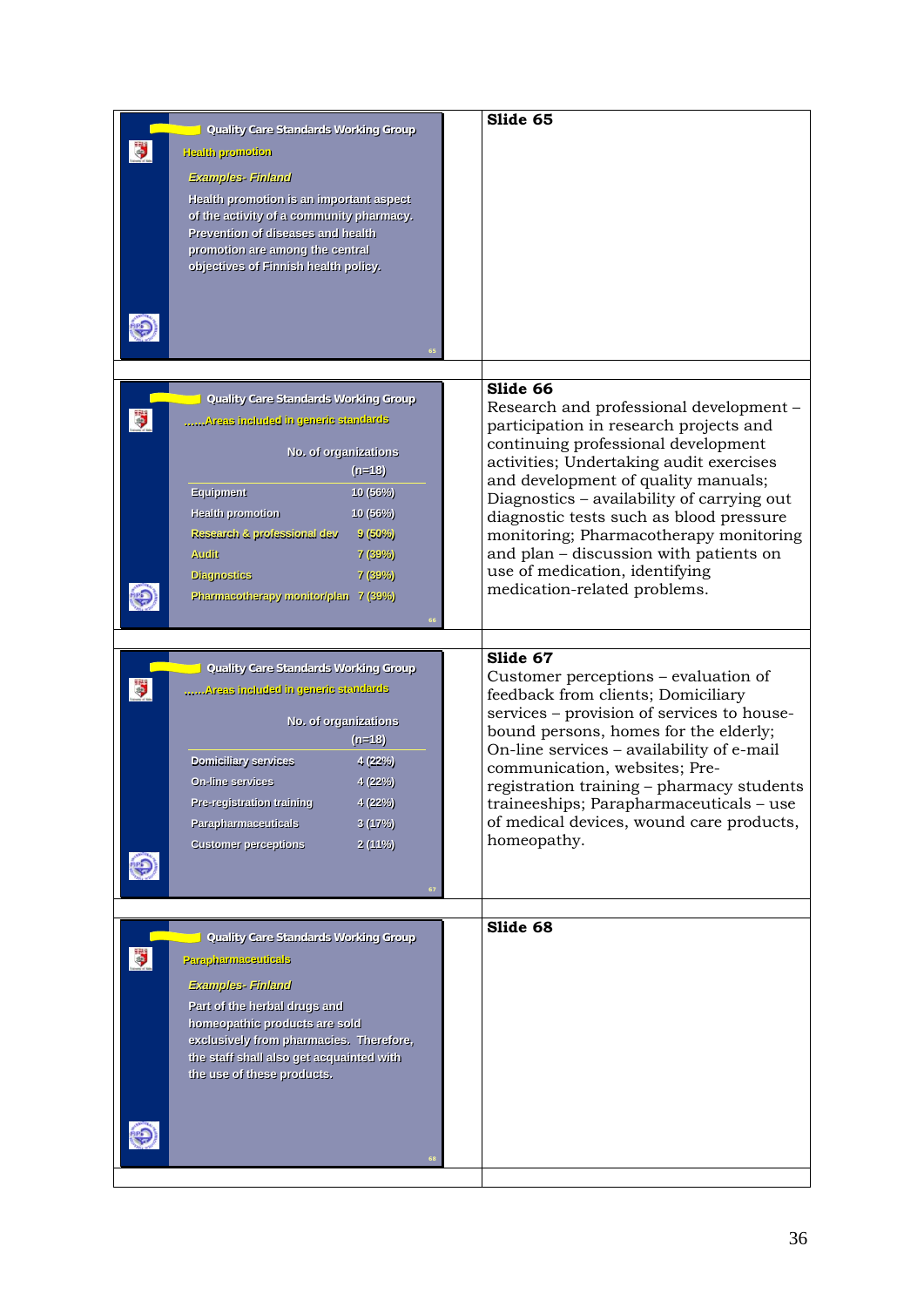| | |
|---|---|
| **Quality Care Standards Working Group**<br>Health promotion<br>*Examples- Finland*<br>Health promotion is an important aspect of the activity of a community pharmacy. Prevention of diseases and health promotion are among the central objectives of Finnish health policy. | **Slide 65** |
| **Quality Care Standards Working Group**<br>……Areas included in generic standards<br>No. of organizations (n=18)<br>Equipment 10 (56%)<br>Health promotion 10 (56%)<br>Research & professional dev 9 (50%)<br>Audit 7 (39%)<br>Diagnostics 7 (39%)<br>Pharmacotherapy monitor/plan 7 (39%) | **Slide 66**<br>Research and professional development – participation in research projects and continuing professional development activities; Undertaking audit exercises and development of quality manuals; Diagnostics – availability of carrying out diagnostic tests such as blood pressure monitoring; Pharmacotherapy monitoring and plan – discussion with patients on use of medication, identifying medication-related problems. |
| **Quality Care Standards Working Group**<br>……Areas included in generic standards<br>No. of organizations (n=18)<br>Domiciliary services 4 (22%)<br>On-line services 4 (22%)<br>Pre-registration training 4 (22%)<br>Parapharmaceuticals 3 (17%)<br>Customer perceptions 2 (11%) | **Slide 67**<br>Customer perceptions – evaluation of feedback from clients; Domiciliary services – provision of services to house-bound persons, homes for the elderly; On-line services – availability of e-mail communication, websites; Pre-registration training – pharmacy students traineeships; Parapharmaceuticals – use of medical devices, wound care products, homeopathy. |
| **Quality Care Standards Working Group**<br>Parapharmaceuticals<br>*Examples- Finland*<br>Part of the herbal drugs and homeopathic products are sold exclusively from pharmacies. Therefore, the staff shall also get acquainted with the use of these products. | **Slide 68** |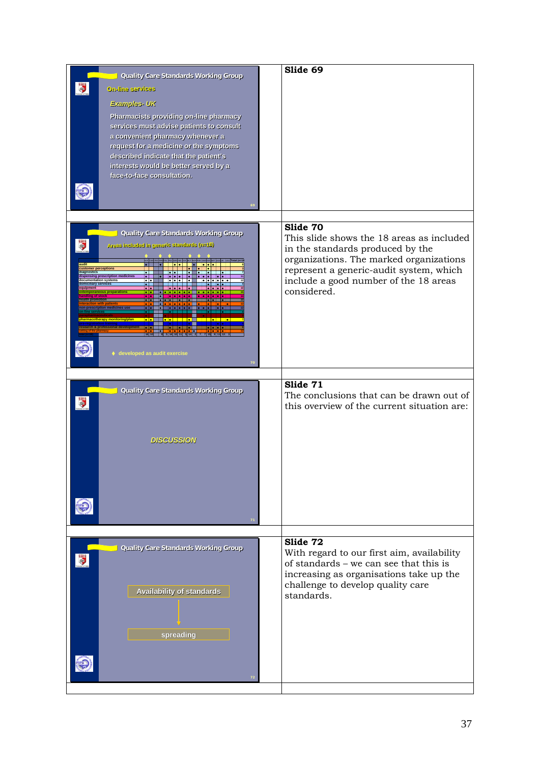| | |
|---|---|
| **Quality Care Standards Working Group**<br><br>On-line services<br><br>*Examples- UK*<br><br>Pharmacists providing on-line pharmacy services must advise patients to consult a convenient pharmacy whenever a request for a medicine or the symptoms described indicate that the patient's interests would be better served by a face-to-face consultation. | **Slide 69** |
| **Quality Care Standards Working Group**<br><br>Areas included in generic standards (n=18)<br><br>♦ developed as audit exercise | **Slide 70**<br>This slide shows the 18 areas as included in the standards produced by the organizations. The marked organizations represent a generic-audit system, which include a good number of the 18 areas considered. |
| **Quality Care Standards Working Group**<br><br>*DISCUSSION* | **Slide 71**<br>The conclusions that can be drawn out of this overview of the current situation are: |
| **Quality Care Standards Working Group**<br><br>Availability of standards<br>↓<br>spreading | **Slide 72**<br>With regard to our first aim, availability of standards – we can see that this is increasing as organisations take up the challenge to develop quality care standards. |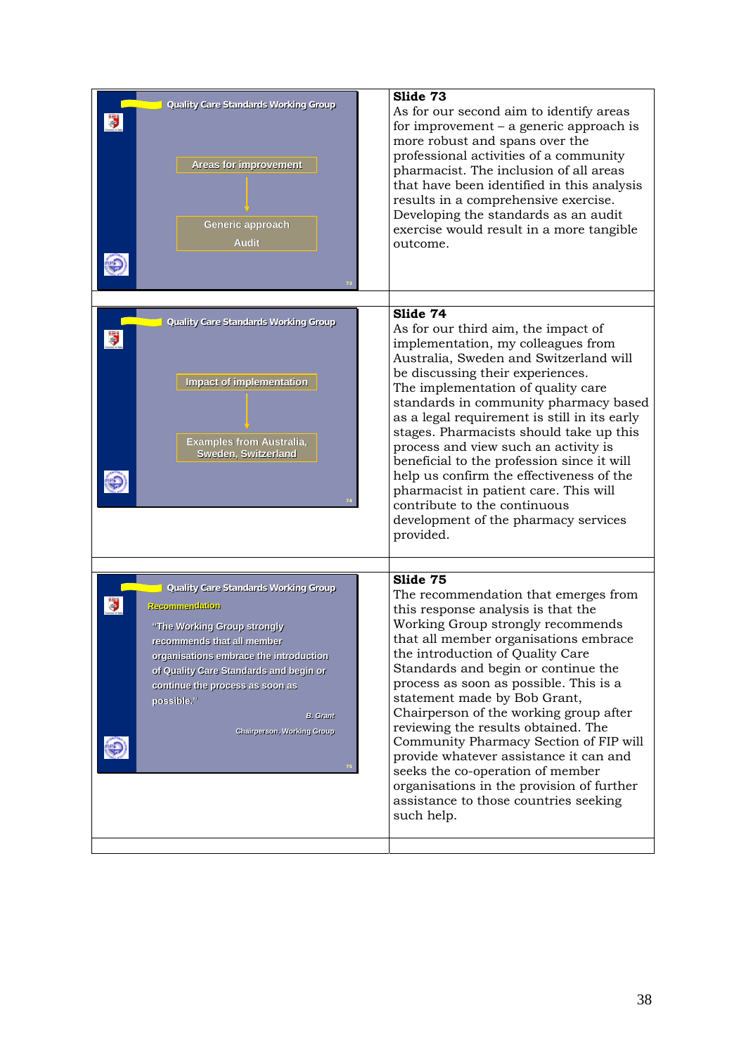| Slide | Notes |
| --- | --- |
| Quality Care Standards Working Group<br><br>Areas for improvement<br>↓<br>Generic approach<br>Audit | **Slide 73**<br>As for our second aim to identify areas for improvement – a generic approach is more robust and spans over the professional activities of a community pharmacist. The inclusion of all areas that have been identified in this analysis results in a comprehensive exercise. Developing the standards as an audit exercise would result in a more tangible outcome. |
| Quality Care Standards Working Group<br><br>Impact of implementation<br>↓<br>Examples from Australia, Sweden, Switzerland | **Slide 74**<br>As for our third aim, the impact of implementation, my colleagues from Australia, Sweden and Switzerland will be discussing their experiences.<br>The implementation of quality care standards in community pharmacy based as a legal requirement is still in its early stages. Pharmacists should take up this process and view such an activity is beneficial to the profession since it will help us confirm the effectiveness of the pharmacist in patient care. This will contribute to the continuous development of the pharmacy services provided. |
| Quality Care Standards Working Group<br><br>Recommendation<br><br>"The Working Group strongly recommends that all member organisations embrace the introduction of Quality Care Standards and begin or continue the process as soon as possible."<br><br>*B. Grant*<br>Chairperson, Working Group | **Slide 75**<br>The recommendation that emerges from this response analysis is that the Working Group strongly recommends that all member organisations embrace the introduction of Quality Care Standards and begin or continue the process as soon as possible. This is a statement made by Bob Grant, Chairperson of the working group after reviewing the results obtained. The Community Pharmacy Section of FIP will provide whatever assistance it can and seeks the co-operation of member organisations in the provision of further assistance to those countries seeking such help. |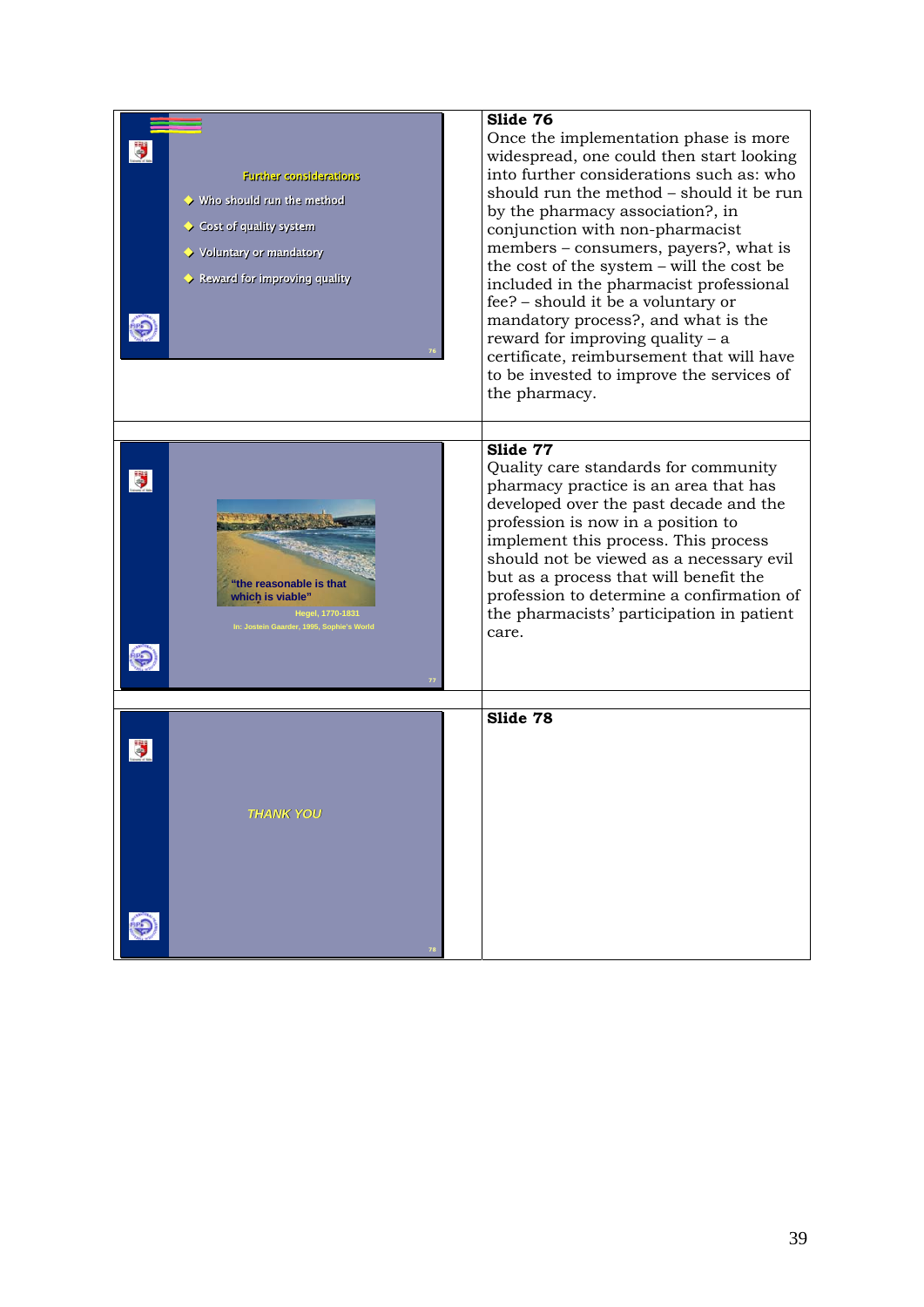| | |
|---|---|
| **Further considerations**<br>◆ Who should run the method<br>◆ Cost of quality system<br>◆ Voluntary or mandatory<br>◆ Reward for improving quality | **Slide 76**<br>Once the implementation phase is more widespread, one could then start looking into further considerations such as: who should run the method – should it be run by the pharmacy association?, in conjunction with non-pharmacist members – consumers, payers?, what is the cost of the system – will the cost be included in the pharmacist professional fee? – should it be a voluntary or mandatory process?, and what is the reward for improving quality – a certificate, reimbursement that will have to be invested to improve the services of the pharmacy. |
| "the reasonable is that which is viable"<br>Hegel, 1770-1831<br>In: Jostein Gaarder, 1995, Sophie's World | **Slide 77**<br>Quality care standards for community pharmacy practice is an area that has developed over the past decade and the profession is now in a position to implement this process. This process should not be viewed as a necessary evil but as a process that will benefit the profession to determine a confirmation of the pharmacists' participation in patient care. |
| *THANK YOU* | **Slide 78** |